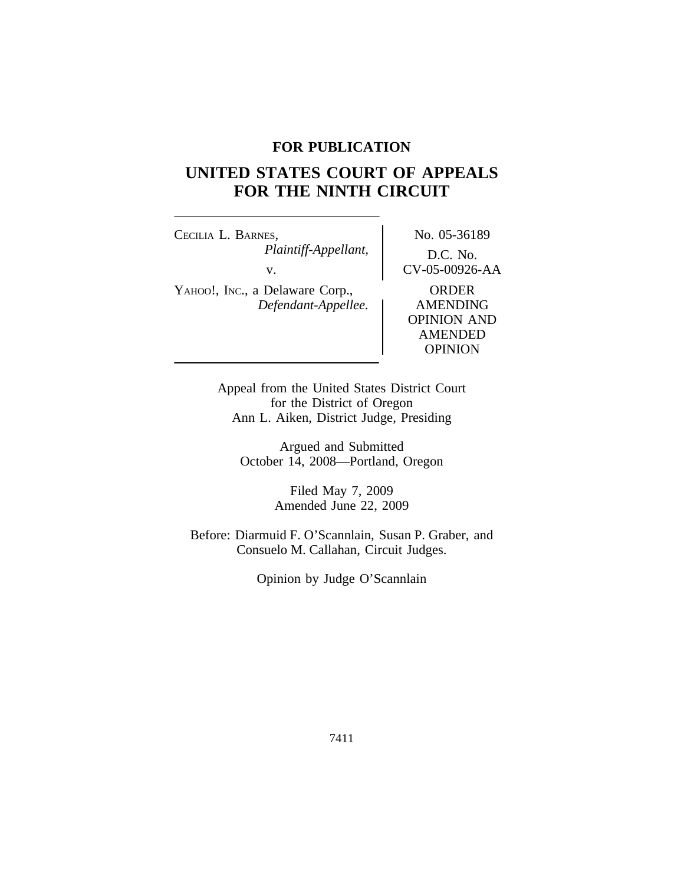**FOR PUBLICATION**

# UNITED STATES COURT OF APPEALS FOR THE NINTH CIRCUIT

CECILIA L. BARNES,
*Plaintiff-Appellant,*
v.
YAHOO!, INC., a Delaware Corp.,
*Defendant-Appellee.*

No. 05-36189
D.C. No. CV-05-00926-AA
ORDER AMENDING OPINION AND AMENDED OPINION

Appeal from the United States District Court
for the District of Oregon
Ann L. Aiken, District Judge, Presiding

Argued and Submitted
October 14, 2008—Portland, Oregon

Filed May 7, 2009
Amended June 22, 2009

Before: Diarmuid F. O'Scannlain, Susan P. Graber, and Consuelo M. Callahan, Circuit Judges.

Opinion by Judge O'Scannlain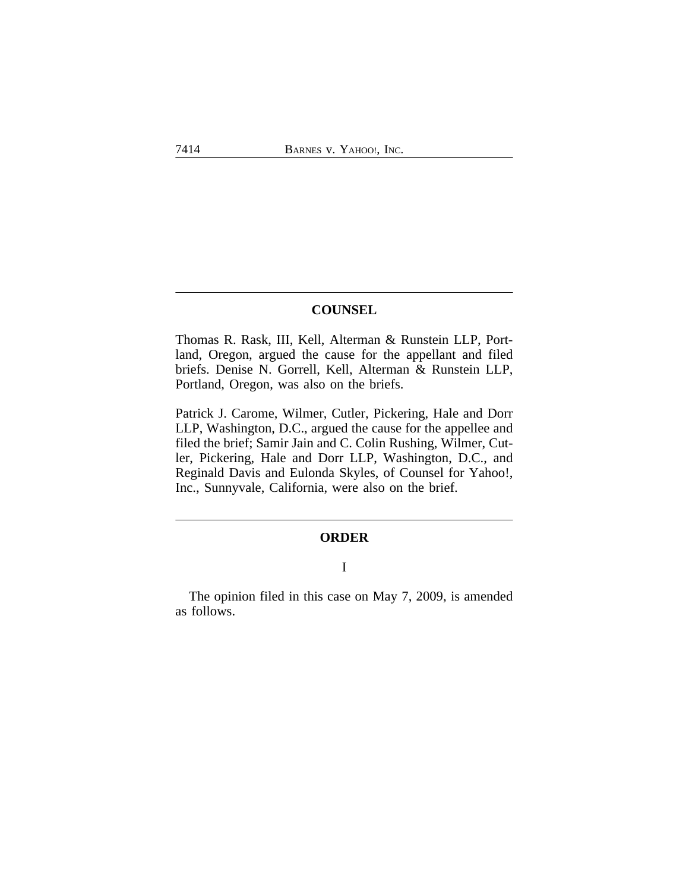## COUNSEL

Thomas R. Rask, III, Kell, Alterman & Runstein LLP, Portland, Oregon, argued the cause for the appellant and filed briefs. Denise N. Gorrell, Kell, Alterman & Runstein LLP, Portland, Oregon, was also on the briefs.

Patrick J. Carome, Wilmer, Cutler, Pickering, Hale and Dorr LLP, Washington, D.C., argued the cause for the appellee and filed the brief; Samir Jain and C. Colin Rushing, Wilmer, Cutler, Pickering, Hale and Dorr LLP, Washington, D.C., and Reginald Davis and Eulonda Skyles, of Counsel for Yahoo!, Inc., Sunnyvale, California, were also on the brief.

## ORDER

I

The opinion filed in this case on May 7, 2009, is amended as follows.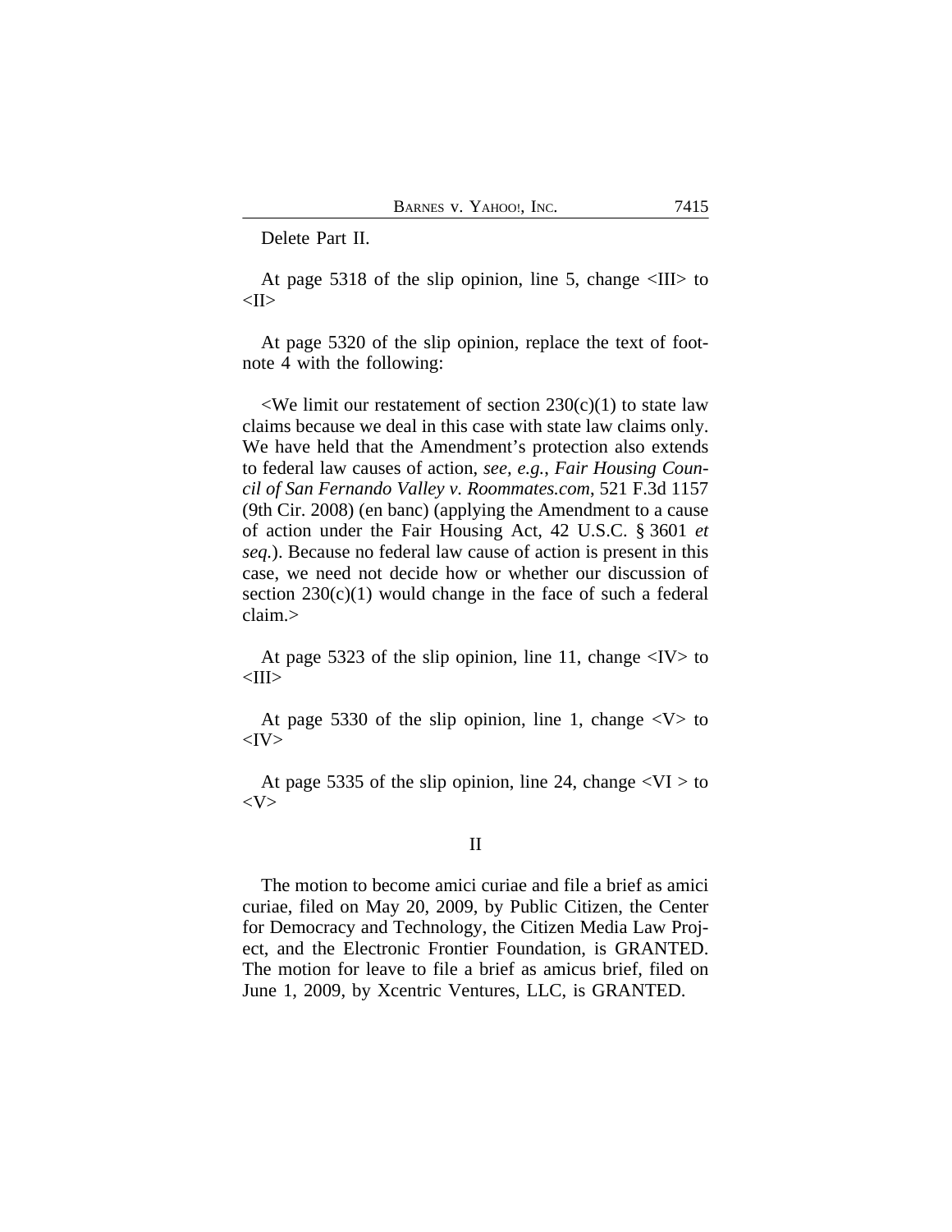Delete Part II.

At page 5318 of the slip opinion, line 5, change <III> to <II>

At page 5320 of the slip opinion, replace the text of footnote 4 with the following:

<We limit our restatement of section 230(c)(1) to state law claims because we deal in this case with state law claims only. We have held that the Amendment's protection also extends to federal law causes of action, *see, e.g.*, *Fair Housing Council of San Fernando Valley v. Roommates.com*, 521 F.3d 1157 (9th Cir. 2008) (en banc) (applying the Amendment to a cause of action under the Fair Housing Act, 42 U.S.C. § 3601 *et seq.*). Because no federal law cause of action is present in this case, we need not decide how or whether our discussion of section 230(c)(1) would change in the face of such a federal claim.>

At page 5323 of the slip opinion, line 11, change <IV> to <III>

At page 5330 of the slip opinion, line 1, change <V> to <IV>

At page 5335 of the slip opinion, line 24, change <VI > to <V>

## II

The motion to become amici curiae and file a brief as amici curiae, filed on May 20, 2009, by Public Citizen, the Center for Democracy and Technology, the Citizen Media Law Project, and the Electronic Frontier Foundation, is GRANTED. The motion for leave to file a brief as amicus brief, filed on June 1, 2009, by Xcentric Ventures, LLC, is GRANTED.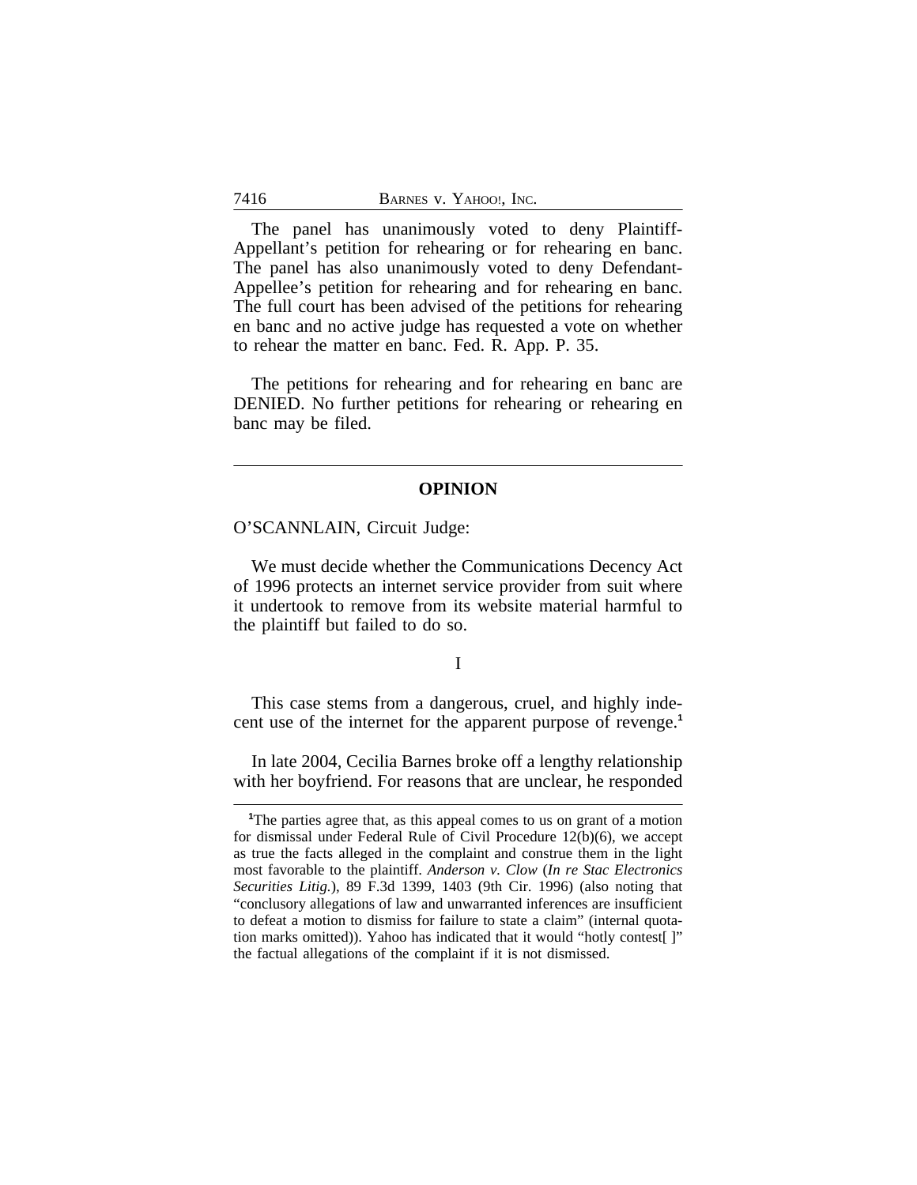The panel has unanimously voted to deny Plaintiff-Appellant's petition for rehearing or for rehearing en banc. The panel has also unanimously voted to deny Defendant-Appellee's petition for rehearing and for rehearing en banc. The full court has been advised of the petitions for rehearing en banc and no active judge has requested a vote on whether to rehear the matter en banc. Fed. R. App. P. 35.

The petitions for rehearing and for rehearing en banc are DENIED. No further petitions for rehearing or rehearing en banc may be filed.

---

## OPINION

O'SCANNLAIN, Circuit Judge:

We must decide whether the Communications Decency Act of 1996 protects an internet service provider from suit where it undertook to remove from its website material harmful to the plaintiff but failed to do so.

### I

This case stems from a dangerous, cruel, and highly indecent use of the internet for the apparent purpose of revenge.[1]

In late 2004, Cecilia Barnes broke off a lengthy relationship with her boyfriend. For reasons that are unclear, he responded

---

[1]The parties agree that, as this appeal comes to us on grant of a motion for dismissal under Federal Rule of Civil Procedure 12(b)(6), we accept as true the facts alleged in the complaint and construe them in the light most favorable to the plaintiff. *Anderson v. Clow* (*In re Stac Electronics Securities Litig.*), 89 F.3d 1399, 1403 (9th Cir. 1996) (also noting that "conclusory allegations of law and unwarranted inferences are insufficient to defeat a motion to dismiss for failure to state a claim" (internal quotation marks omitted)). Yahoo has indicated that it would "hotly contest[ ]" the factual allegations of the complaint if it is not dismissed.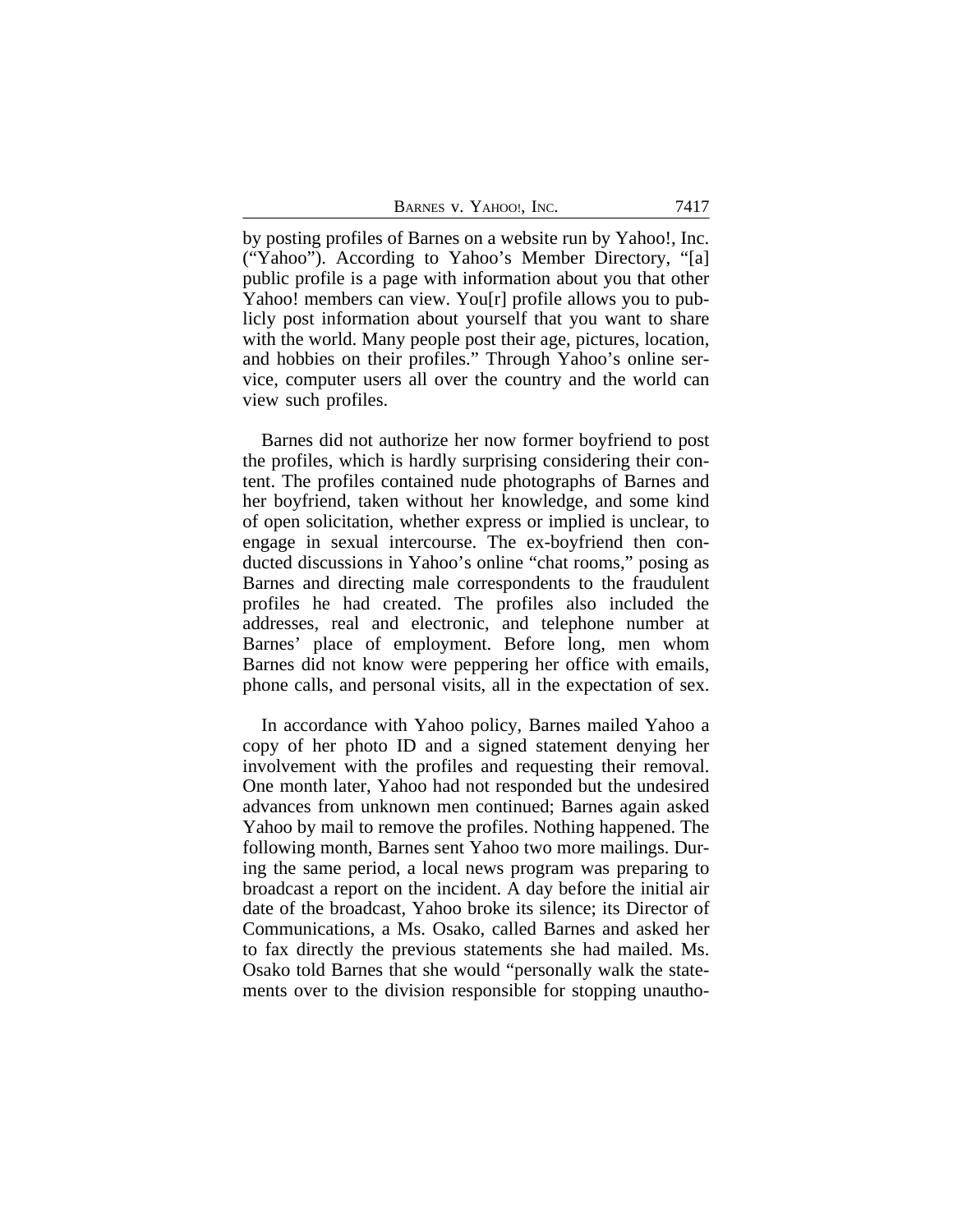by posting profiles of Barnes on a website run by Yahoo!, Inc. ("Yahoo"). According to Yahoo's Member Directory, "[a] public profile is a page with information about you that other Yahoo! members can view. You[r] profile allows you to publicly post information about yourself that you want to share with the world. Many people post their age, pictures, location, and hobbies on their profiles." Through Yahoo's online service, computer users all over the country and the world can view such profiles.

Barnes did not authorize her now former boyfriend to post the profiles, which is hardly surprising considering their content. The profiles contained nude photographs of Barnes and her boyfriend, taken without her knowledge, and some kind of open solicitation, whether express or implied is unclear, to engage in sexual intercourse. The ex-boyfriend then conducted discussions in Yahoo's online "chat rooms," posing as Barnes and directing male correspondents to the fraudulent profiles he had created. The profiles also included the addresses, real and electronic, and telephone number at Barnes' place of employment. Before long, men whom Barnes did not know were peppering her office with emails, phone calls, and personal visits, all in the expectation of sex.

In accordance with Yahoo policy, Barnes mailed Yahoo a copy of her photo ID and a signed statement denying her involvement with the profiles and requesting their removal. One month later, Yahoo had not responded but the undesired advances from unknown men continued; Barnes again asked Yahoo by mail to remove the profiles. Nothing happened. The following month, Barnes sent Yahoo two more mailings. During the same period, a local news program was preparing to broadcast a report on the incident. A day before the initial air date of the broadcast, Yahoo broke its silence; its Director of Communications, a Ms. Osako, called Barnes and asked her to fax directly the previous statements she had mailed. Ms. Osako told Barnes that she would "personally walk the statements over to the division responsible for stopping unautho-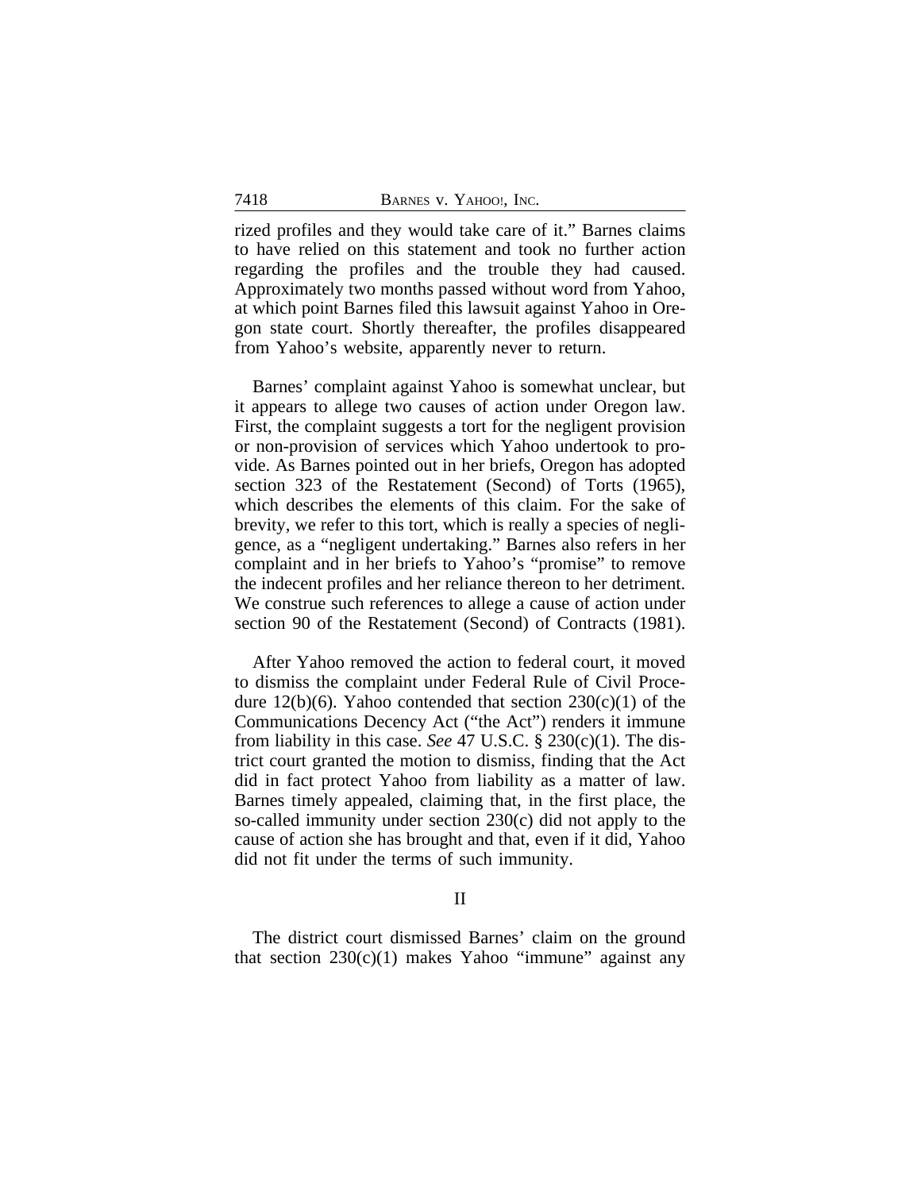rized profiles and they would take care of it." Barnes claims to have relied on this statement and took no further action regarding the profiles and the trouble they had caused. Approximately two months passed without word from Yahoo, at which point Barnes filed this lawsuit against Yahoo in Oregon state court. Shortly thereafter, the profiles disappeared from Yahoo's website, apparently never to return.

Barnes' complaint against Yahoo is somewhat unclear, but it appears to allege two causes of action under Oregon law. First, the complaint suggests a tort for the negligent provision or non-provision of services which Yahoo undertook to provide. As Barnes pointed out in her briefs, Oregon has adopted section 323 of the Restatement (Second) of Torts (1965), which describes the elements of this claim. For the sake of brevity, we refer to this tort, which is really a species of negligence, as a "negligent undertaking." Barnes also refers in her complaint and in her briefs to Yahoo's "promise" to remove the indecent profiles and her reliance thereon to her detriment. We construe such references to allege a cause of action under section 90 of the Restatement (Second) of Contracts (1981).

After Yahoo removed the action to federal court, it moved to dismiss the complaint under Federal Rule of Civil Procedure 12(b)(6). Yahoo contended that section 230(c)(1) of the Communications Decency Act ("the Act") renders it immune from liability in this case. *See* 47 U.S.C. § 230(c)(1). The district court granted the motion to dismiss, finding that the Act did in fact protect Yahoo from liability as a matter of law. Barnes timely appealed, claiming that, in the first place, the so-called immunity under section 230(c) did not apply to the cause of action she has brought and that, even if it did, Yahoo did not fit under the terms of such immunity.

## II

The district court dismissed Barnes' claim on the ground that section 230(c)(1) makes Yahoo "immune" against any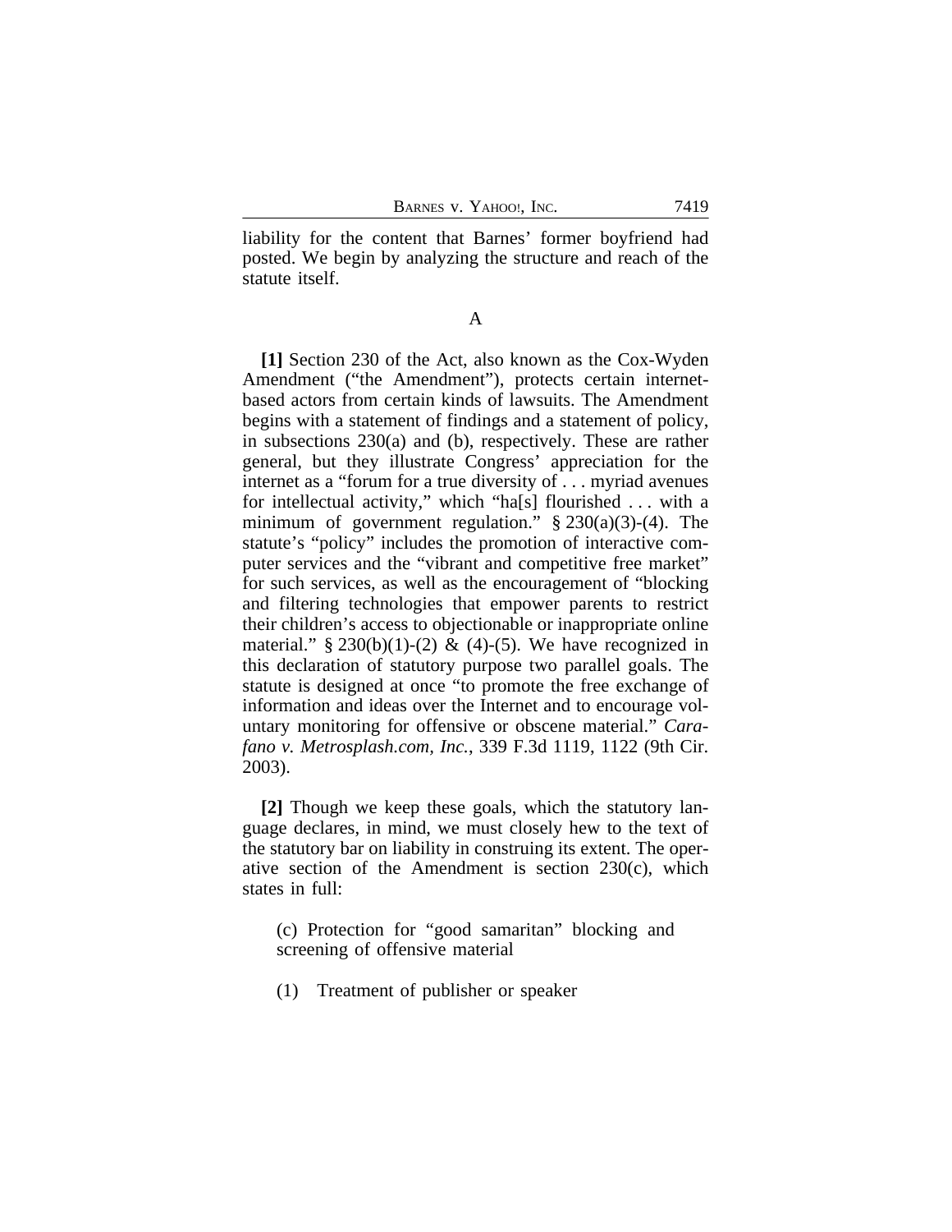liability for the content that Barnes' former boyfriend had posted. We begin by analyzing the structure and reach of the statute itself.

A

**[1]** Section 230 of the Act, also known as the Cox-Wyden Amendment ("the Amendment"), protects certain internet-based actors from certain kinds of lawsuits. The Amendment begins with a statement of findings and a statement of policy, in subsections 230(a) and (b), respectively. These are rather general, but they illustrate Congress' appreciation for the internet as a "forum for a true diversity of . . . myriad avenues for intellectual activity," which "ha[s] flourished . . . with a minimum of government regulation." § 230(a)(3)-(4). The statute's "policy" includes the promotion of interactive computer services and the "vibrant and competitive free market" for such services, as well as the encouragement of "blocking and filtering technologies that empower parents to restrict their children's access to objectionable or inappropriate online material." § 230(b)(1)-(2) & (4)-(5). We have recognized in this declaration of statutory purpose two parallel goals. The statute is designed at once "to promote the free exchange of information and ideas over the Internet and to encourage voluntary monitoring for offensive or obscene material." *Carafano v. Metrosplash.com, Inc.*, 339 F.3d 1119, 1122 (9th Cir. 2003).

**[2]** Though we keep these goals, which the statutory language declares, in mind, we must closely hew to the text of the statutory bar on liability in construing its extent. The operative section of the Amendment is section 230(c), which states in full:

> (c) Protection for "good samaritan" blocking and screening of offensive material
>
> (1) Treatment of publisher or speaker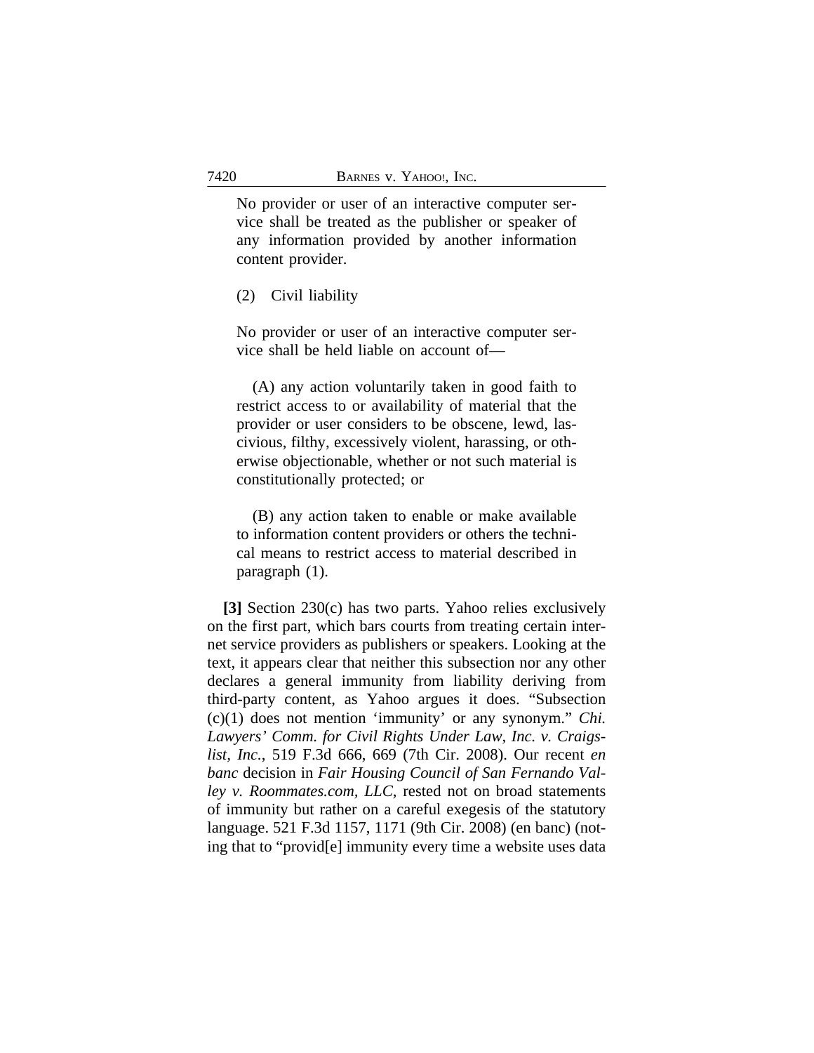> No provider or user of an interactive computer service shall be treated as the publisher or speaker of any information provided by another information content provider.
>
> (2) Civil liability
>
> No provider or user of an interactive computer service shall be held liable on account of—
>
> (A) any action voluntarily taken in good faith to restrict access to or availability of material that the provider or user considers to be obscene, lewd, lascivious, filthy, excessively violent, harassing, or otherwise objectionable, whether or not such material is constitutionally protected; or
>
> (B) any action taken to enable or make available to information content providers or others the technical means to restrict access to material described in paragraph (1).

**[3]** Section 230(c) has two parts. Yahoo relies exclusively on the first part, which bars courts from treating certain internet service providers as publishers or speakers. Looking at the text, it appears clear that neither this subsection nor any other declares a general immunity from liability deriving from third-party content, as Yahoo argues it does. "Subsection (c)(1) does not mention 'immunity' or any synonym." *Chi. Lawyers' Comm. for Civil Rights Under Law, Inc. v. Craigslist, Inc.*, 519 F.3d 666, 669 (7th Cir. 2008). Our recent *en banc* decision in *Fair Housing Council of San Fernando Valley v. Roommates.com, LLC*, rested not on broad statements of immunity but rather on a careful exegesis of the statutory language. 521 F.3d 1157, 1171 (9th Cir. 2008) (en banc) (noting that to "provid[e] immunity every time a website uses data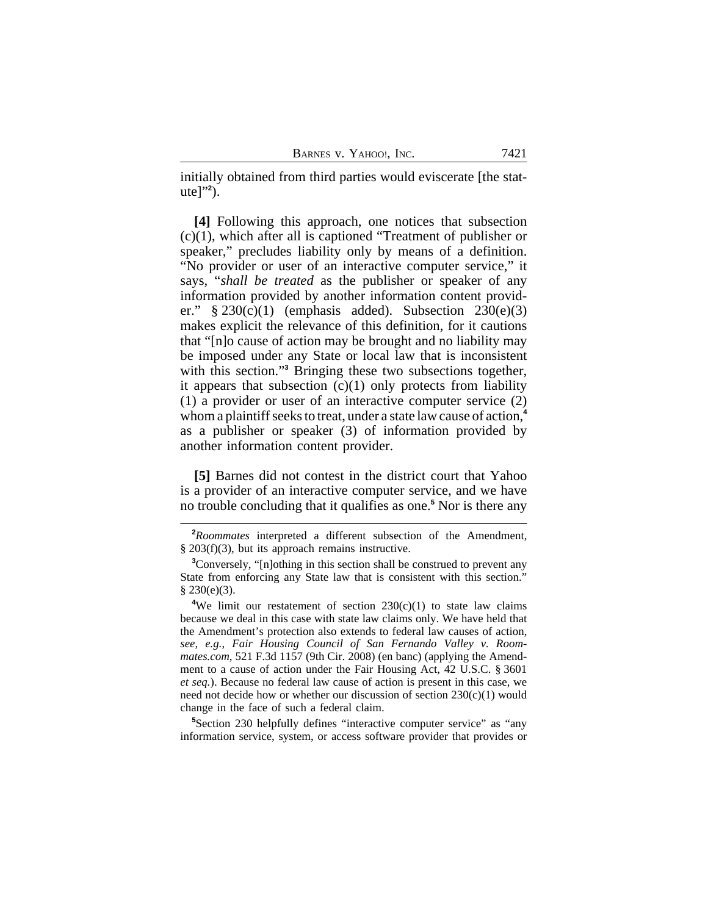initially obtained from third parties would eviscerate [the statute]"[2]).

**[4]** Following this approach, one notices that subsection (c)(1), which after all is captioned "Treatment of publisher or speaker," precludes liability only by means of a definition. "No provider or user of an interactive computer service," it says, "*shall be treated* as the publisher or speaker of any information provided by another information content provider." § 230(c)(1) (emphasis added). Subsection 230(e)(3) makes explicit the relevance of this definition, for it cautions that "[n]o cause of action may be brought and no liability may be imposed under any State or local law that is inconsistent with this section."[3] Bringing these two subsections together, it appears that subsection (c)(1) only protects from liability (1) a provider or user of an interactive computer service (2) whom a plaintiff seeks to treat, under a state law cause of action,[4] as a publisher or speaker (3) of information provided by another information content provider.

**[5]** Barnes did not contest in the district court that Yahoo is a provider of an interactive computer service, and we have no trouble concluding that it qualifies as one.[5] Nor is there any

---

[2]*Roommates* interpreted a different subsection of the Amendment, § 203(f)(3), but its approach remains instructive.

[3]Conversely, "[n]othing in this section shall be construed to prevent any State from enforcing any State law that is consistent with this section." § 230(e)(3).

[4]We limit our restatement of section 230(c)(1) to state law claims because we deal in this case with state law claims only. We have held that the Amendment's protection also extends to federal law causes of action, *see, e.g.*, *Fair Housing Council of San Fernando Valley v. Roommates.com*, 521 F.3d 1157 (9th Cir. 2008) (en banc) (applying the Amendment to a cause of action under the Fair Housing Act, 42 U.S.C. § 3601 *et seq.*). Because no federal law cause of action is present in this case, we need not decide how or whether our discussion of section 230(c)(1) would change in the face of such a federal claim.

[5]Section 230 helpfully defines "interactive computer service" as "any information service, system, or access software provider that provides or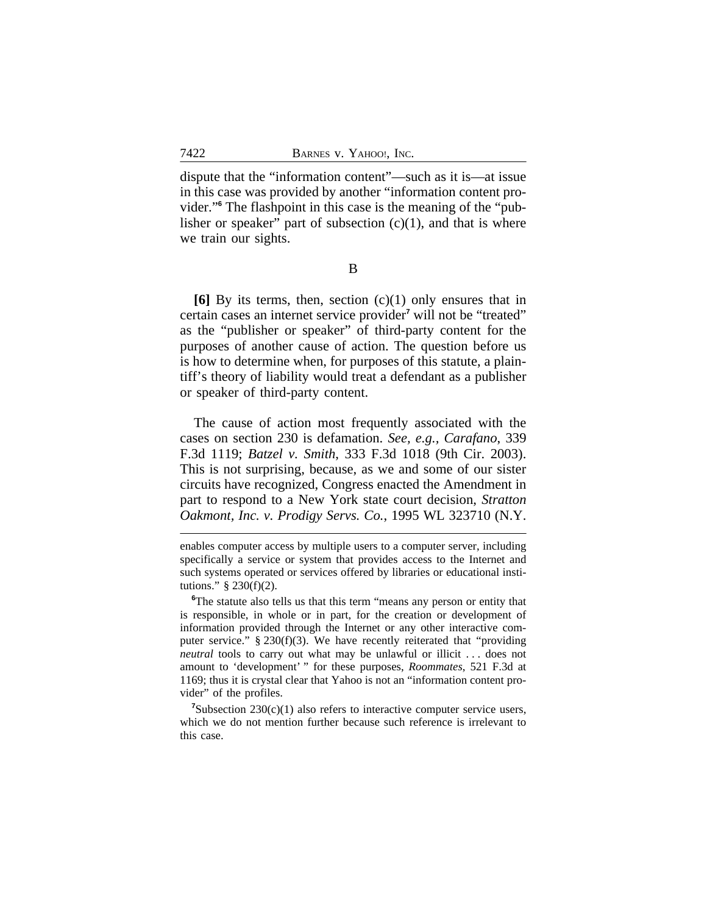dispute that the "information content"—such as it is—at issue in this case was provided by another "information content provider."[6] The flashpoint in this case is the meaning of the "publisher or speaker" part of subsection (c)(1), and that is where we train our sights.

B

**[6]** By its terms, then, section (c)(1) only ensures that in certain cases an internet service provider[7] will not be "treated" as the "publisher or speaker" of third-party content for the purposes of another cause of action. The question before us is how to determine when, for purposes of this statute, a plaintiff's theory of liability would treat a defendant as a publisher or speaker of third-party content.

The cause of action most frequently associated with the cases on section 230 is defamation. *See, e.g.*, *Carafano*, 339 F.3d 1119; *Batzel v. Smith*, 333 F.3d 1018 (9th Cir. 2003). This is not surprising, because, as we and some of our sister circuits have recognized, Congress enacted the Amendment in part to respond to a New York state court decision, *Stratton Oakmont, Inc. v. Prodigy Servs. Co.*, 1995 WL 323710 (N.Y.

---

enables computer access by multiple users to a computer server, including specifically a service or system that provides access to the Internet and such systems operated or services offered by libraries or educational institutions." § 230(f)(2).

[6]The statute also tells us that this term "means any person or entity that is responsible, in whole or in part, for the creation or development of information provided through the Internet or any other interactive computer service." § 230(f)(3). We have recently reiterated that "providing *neutral* tools to carry out what may be unlawful or illicit . . . does not amount to 'development' " for these purposes, *Roommates*, 521 F.3d at 1169; thus it is crystal clear that Yahoo is not an "information content provider" of the profiles.

[7]Subsection 230(c)(1) also refers to interactive computer service users, which we do not mention further because such reference is irrelevant to this case.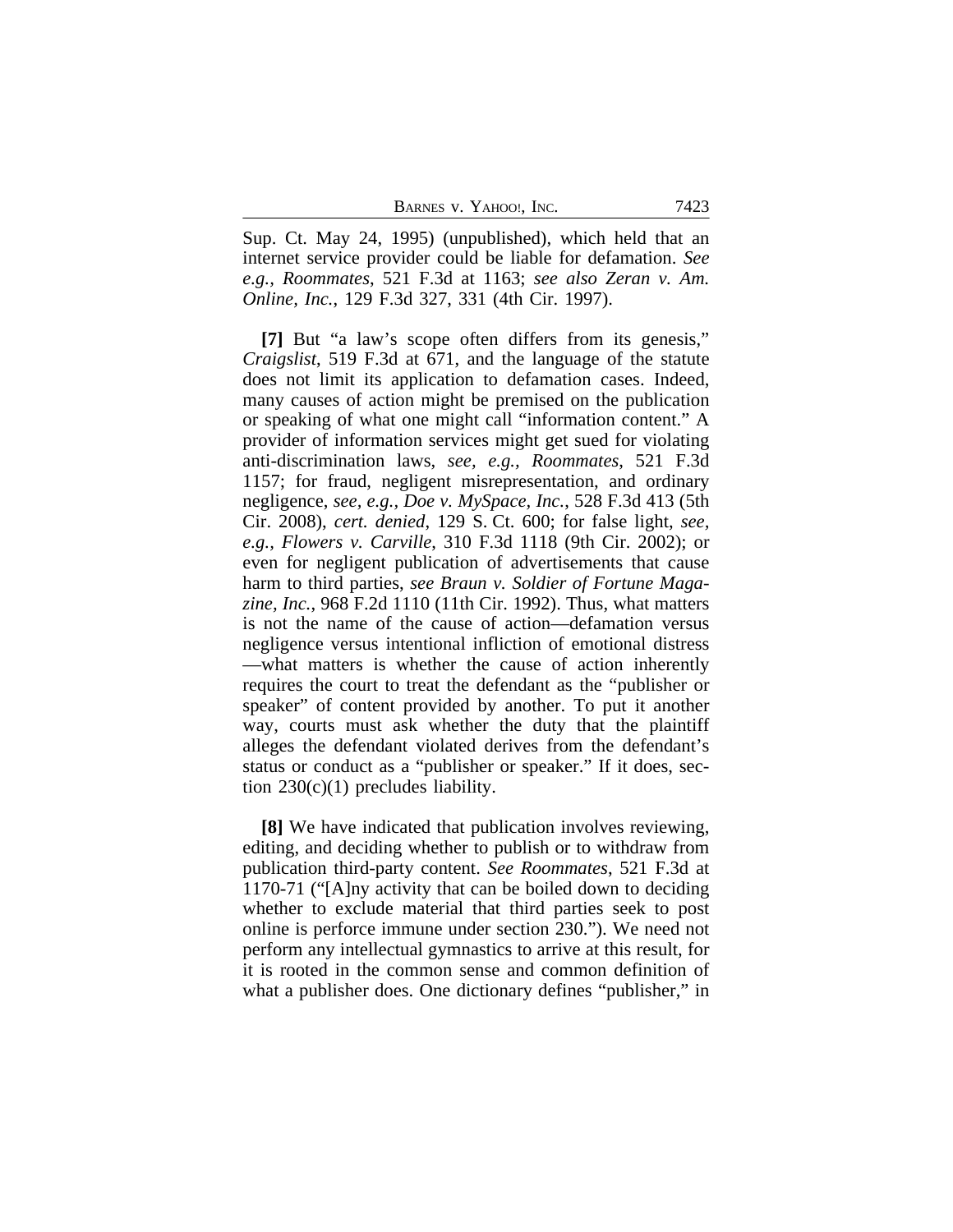Sup. Ct. May 24, 1995) (unpublished), which held that an internet service provider could be liable for defamation. *See e.g.*, *Roommates*, 521 F.3d at 1163; *see also Zeran v. Am. Online, Inc.*, 129 F.3d 327, 331 (4th Cir. 1997).

**[7]** But "a law's scope often differs from its genesis," *Craigslist*, 519 F.3d at 671, and the language of the statute does not limit its application to defamation cases. Indeed, many causes of action might be premised on the publication or speaking of what one might call "information content." A provider of information services might get sued for violating anti-discrimination laws, *see, e.g.*, *Roommates*, 521 F.3d 1157; for fraud, negligent misrepresentation, and ordinary negligence, *see, e.g.*, *Doe v. MySpace, Inc.*, 528 F.3d 413 (5th Cir. 2008), *cert. denied*, 129 S. Ct. 600; for false light, *see, e.g.*, *Flowers v. Carville*, 310 F.3d 1118 (9th Cir. 2002); or even for negligent publication of advertisements that cause harm to third parties, *see Braun v. Soldier of Fortune Magazine, Inc.*, 968 F.2d 1110 (11th Cir. 1992). Thus, what matters is not the name of the cause of action—defamation versus negligence versus intentional infliction of emotional distress—what matters is whether the cause of action inherently requires the court to treat the defendant as the "publisher or speaker" of content provided by another. To put it another way, courts must ask whether the duty that the plaintiff alleges the defendant violated derives from the defendant's status or conduct as a "publisher or speaker." If it does, section 230(c)(1) precludes liability.

**[8]** We have indicated that publication involves reviewing, editing, and deciding whether to publish or to withdraw from publication third-party content. *See Roommates*, 521 F.3d at 1170-71 ("[A]ny activity that can be boiled down to deciding whether to exclude material that third parties seek to post online is perforce immune under section 230."). We need not perform any intellectual gymnastics to arrive at this result, for it is rooted in the common sense and common definition of what a publisher does. One dictionary defines "publisher," in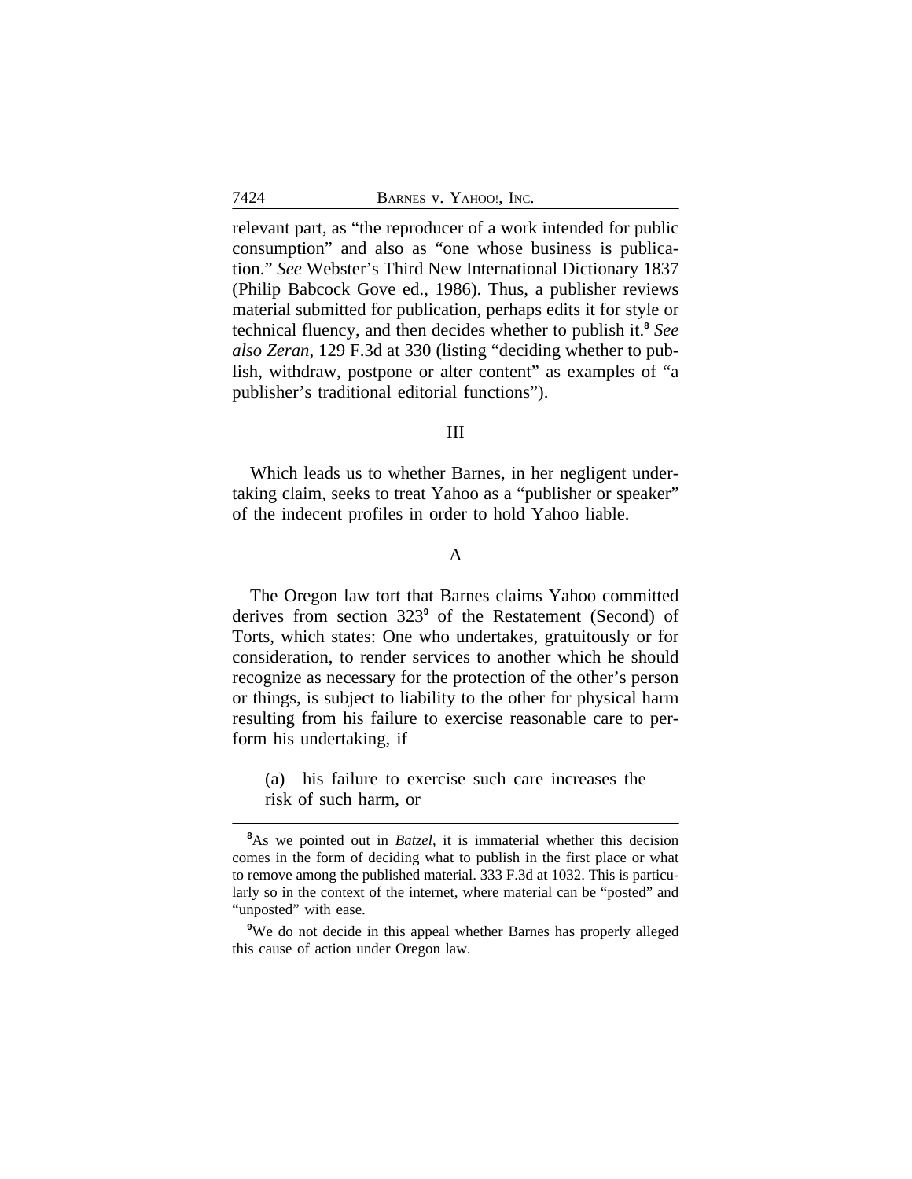relevant part, as "the reproducer of a work intended for public consumption" and also as "one whose business is publication." *See* Webster's Third New International Dictionary 1837 (Philip Babcock Gove ed., 1986). Thus, a publisher reviews material submitted for publication, perhaps edits it for style or technical fluency, and then decides whether to publish it.[8] *See also Zeran*, 129 F.3d at 330 (listing "deciding whether to publish, withdraw, postpone or alter content" as examples of "a publisher's traditional editorial functions").

## III

Which leads us to whether Barnes, in her negligent undertaking claim, seeks to treat Yahoo as a "publisher or speaker" of the indecent profiles in order to hold Yahoo liable.

### A

The Oregon law tort that Barnes claims Yahoo committed derives from section 323[9] of the Restatement (Second) of Torts, which states: One who undertakes, gratuitously or for consideration, to render services to another which he should recognize as necessary for the protection of the other's person or things, is subject to liability to the other for physical harm resulting from his failure to exercise reasonable care to perform his undertaking, if

> (a) his failure to exercise such care increases the risk of such harm, or

---

[8]As we pointed out in *Batzel*, it is immaterial whether this decision comes in the form of deciding what to publish in the first place or what to remove among the published material. 333 F.3d at 1032. This is particularly so in the context of the internet, where material can be "posted" and "unposted" with ease.

[9]We do not decide in this appeal whether Barnes has properly alleged this cause of action under Oregon law.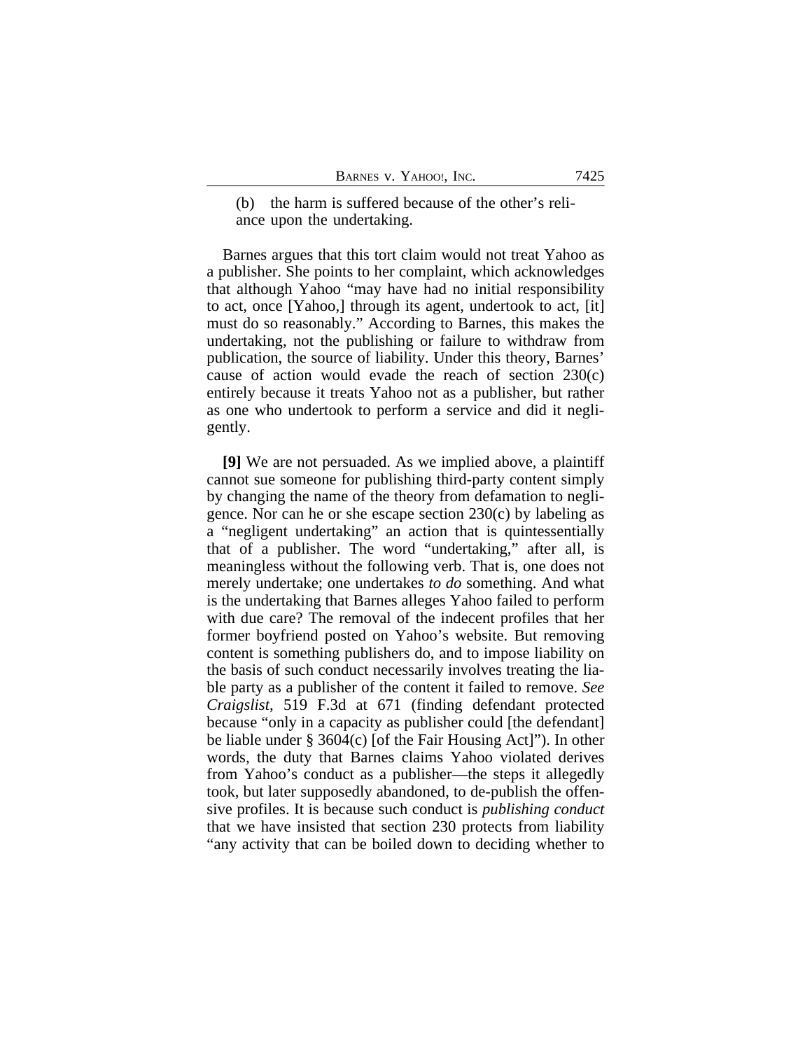(b) the harm is suffered because of the other's reliance upon the undertaking.

Barnes argues that this tort claim would not treat Yahoo as a publisher. She points to her complaint, which acknowledges that although Yahoo "may have had no initial responsibility to act, once [Yahoo,] through its agent, undertook to act, [it] must do so reasonably." According to Barnes, this makes the undertaking, not the publishing or failure to withdraw from publication, the source of liability. Under this theory, Barnes' cause of action would evade the reach of section 230(c) entirely because it treats Yahoo not as a publisher, but rather as one who undertook to perform a service and did it negligently.

**[9]** We are not persuaded. As we implied above, a plaintiff cannot sue someone for publishing third-party content simply by changing the name of the theory from defamation to negligence. Nor can he or she escape section 230(c) by labeling as a "negligent undertaking" an action that is quintessentially that of a publisher. The word "undertaking," after all, is meaningless without the following verb. That is, one does not merely undertake; one undertakes *to do* something. And what is the undertaking that Barnes alleges Yahoo failed to perform with due care? The removal of the indecent profiles that her former boyfriend posted on Yahoo's website. But removing content is something publishers do, and to impose liability on the basis of such conduct necessarily involves treating the liable party as a publisher of the content it failed to remove. *See Craigslist*, 519 F.3d at 671 (finding defendant protected because "only in a capacity as publisher could [the defendant] be liable under § 3604(c) [of the Fair Housing Act]"). In other words, the duty that Barnes claims Yahoo violated derives from Yahoo's conduct as a publisher—the steps it allegedly took, but later supposedly abandoned, to de-publish the offensive profiles. It is because such conduct is *publishing conduct* that we have insisted that section 230 protects from liability "any activity that can be boiled down to deciding whether to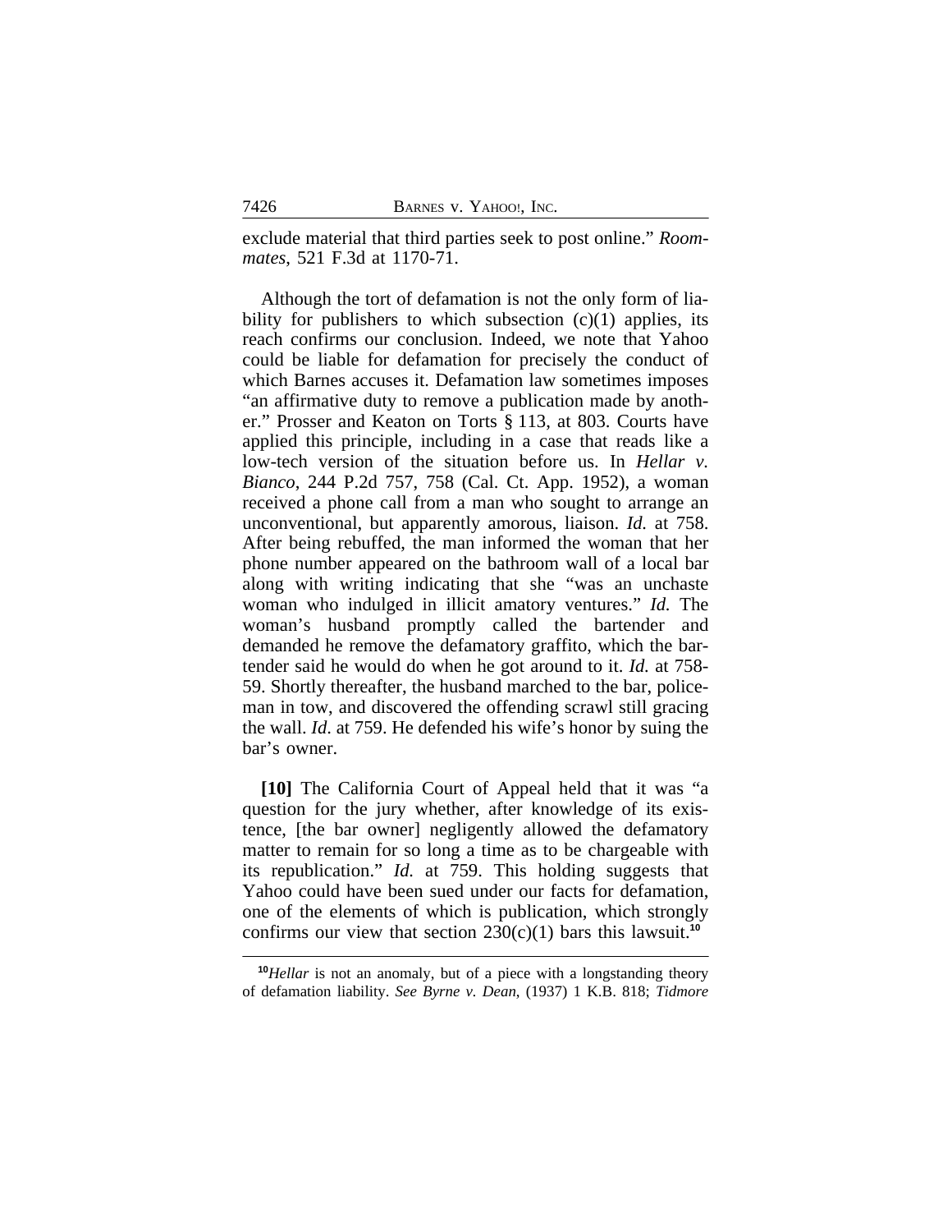exclude material that third parties seek to post online." *Roommates*, 521 F.3d at 1170-71.

Although the tort of defamation is not the only form of liability for publishers to which subsection (c)(1) applies, its reach confirms our conclusion. Indeed, we note that Yahoo could be liable for defamation for precisely the conduct of which Barnes accuses it. Defamation law sometimes imposes "an affirmative duty to remove a publication made by another." Prosser and Keaton on Torts § 113, at 803. Courts have applied this principle, including in a case that reads like a low-tech version of the situation before us. In *Hellar v. Bianco*, 244 P.2d 757, 758 (Cal. Ct. App. 1952), a woman received a phone call from a man who sought to arrange an unconventional, but apparently amorous, liaison. *Id.* at 758. After being rebuffed, the man informed the woman that her phone number appeared on the bathroom wall of a local bar along with writing indicating that she "was an unchaste woman who indulged in illicit amatory ventures." *Id.* The woman's husband promptly called the bartender and demanded he remove the defamatory graffito, which the bartender said he would do when he got around to it. *Id.* at 758-59. Shortly thereafter, the husband marched to the bar, policeman in tow, and discovered the offending scrawl still gracing the wall. *Id.* at 759. He defended his wife's honor by suing the bar's owner.

**[10]** The California Court of Appeal held that it was "a question for the jury whether, after knowledge of its existence, [the bar owner] negligently allowed the defamatory matter to remain for so long a time as to be chargeable with its republication." *Id.* at 759. This holding suggests that Yahoo could have been sued under our facts for defamation, one of the elements of which is publication, which strongly confirms our view that section 230(c)(1) bars this lawsuit.[10]

[10]*Hellar* is not an anomaly, but of a piece with a longstanding theory of defamation liability. *See Byrne v. Dean*, (1937) 1 K.B. 818; *Tidmore*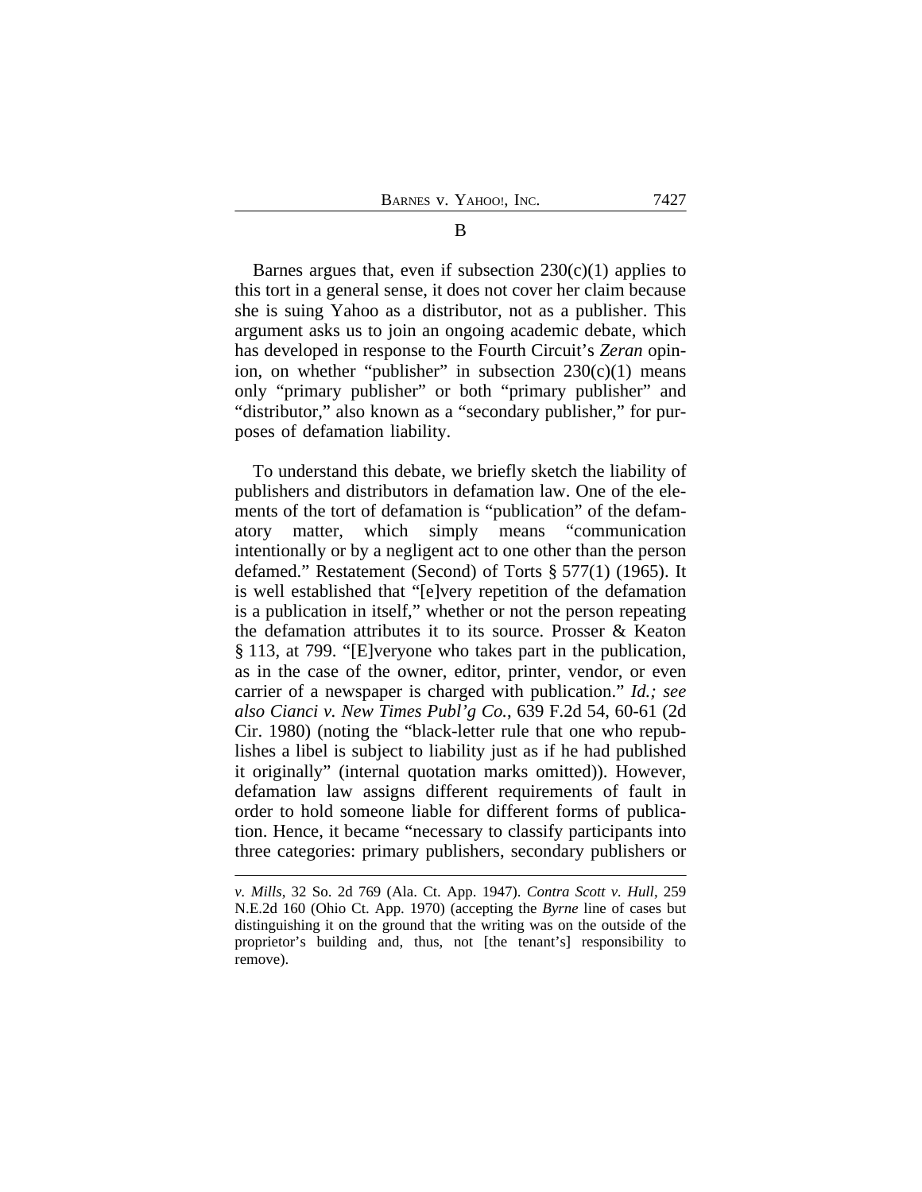### B

Barnes argues that, even if subsection 230(c)(1) applies to this tort in a general sense, it does not cover her claim because she is suing Yahoo as a distributor, not as a publisher. This argument asks us to join an ongoing academic debate, which has developed in response to the Fourth Circuit's *Zeran* opinion, on whether "publisher" in subsection 230(c)(1) means only "primary publisher" or both "primary publisher" and "distributor," also known as a "secondary publisher," for purposes of defamation liability.

To understand this debate, we briefly sketch the liability of publishers and distributors in defamation law. One of the elements of the tort of defamation is "publication" of the defamatory matter, which simply means "communication intentionally or by a negligent act to one other than the person defamed." Restatement (Second) of Torts § 577(1) (1965). It is well established that "[e]very repetition of the defamation is a publication in itself," whether or not the person repeating the defamation attributes it to its source. Prosser & Keaton § 113, at 799. "[E]veryone who takes part in the publication, as in the case of the owner, editor, printer, vendor, or even carrier of a newspaper is charged with publication." *Id.; see also Cianci v. New Times Publ'g Co.*, 639 F.2d 54, 60-61 (2d Cir. 1980) (noting the "black-letter rule that one who republishes a libel is subject to liability just as if he had published it originally" (internal quotation marks omitted)). However, defamation law assigns different requirements of fault in order to hold someone liable for different forms of publication. Hence, it became "necessary to classify participants into three categories: primary publishers, secondary publishers or

---

*v. Mills*, 32 So. 2d 769 (Ala. Ct. App. 1947). *Contra Scott v. Hull*, 259 N.E.2d 160 (Ohio Ct. App. 1970) (accepting the *Byrne* line of cases but distinguishing it on the ground that the writing was on the outside of the proprietor's building and, thus, not [the tenant's] responsibility to remove).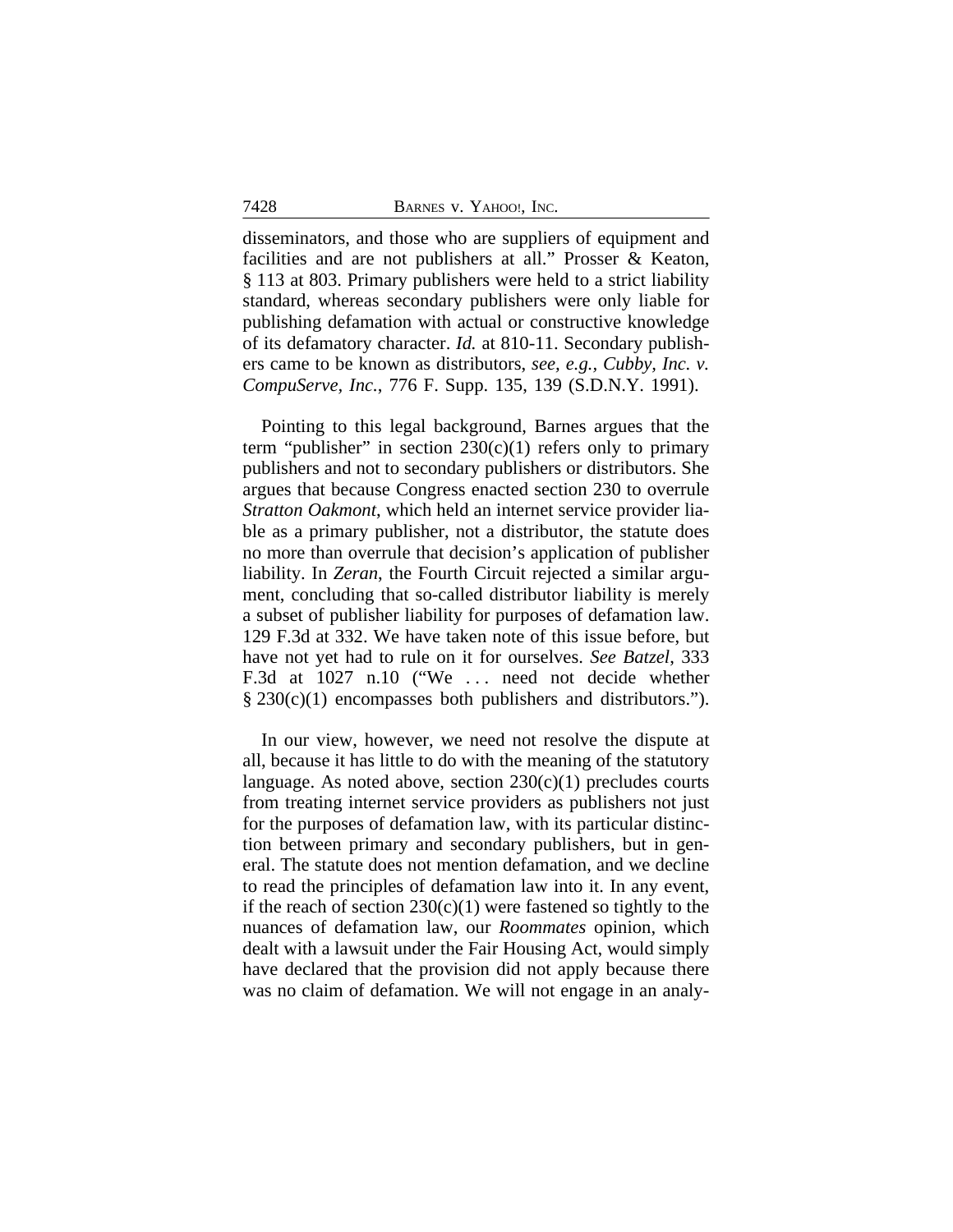disseminators, and those who are suppliers of equipment and facilities and are not publishers at all." Prosser & Keaton, § 113 at 803. Primary publishers were held to a strict liability standard, whereas secondary publishers were only liable for publishing defamation with actual or constructive knowledge of its defamatory character. *Id.* at 810-11. Secondary publishers came to be known as distributors, *see, e.g.*, *Cubby, Inc. v. CompuServe, Inc.*, 776 F. Supp. 135, 139 (S.D.N.Y. 1991).

Pointing to this legal background, Barnes argues that the term "publisher" in section 230(c)(1) refers only to primary publishers and not to secondary publishers or distributors. She argues that because Congress enacted section 230 to overrule *Stratton Oakmont*, which held an internet service provider liable as a primary publisher, not a distributor, the statute does no more than overrule that decision's application of publisher liability. In *Zeran*, the Fourth Circuit rejected a similar argument, concluding that so-called distributor liability is merely a subset of publisher liability for purposes of defamation law. 129 F.3d at 332. We have taken note of this issue before, but have not yet had to rule on it for ourselves. *See Batzel*, 333 F.3d at 1027 n.10 ("We . . . need not decide whether § 230(c)(1) encompasses both publishers and distributors.").

In our view, however, we need not resolve the dispute at all, because it has little to do with the meaning of the statutory language. As noted above, section 230(c)(1) precludes courts from treating internet service providers as publishers not just for the purposes of defamation law, with its particular distinction between primary and secondary publishers, but in general. The statute does not mention defamation, and we decline to read the principles of defamation law into it. In any event, if the reach of section 230(c)(1) were fastened so tightly to the nuances of defamation law, our *Roommates* opinion, which dealt with a lawsuit under the Fair Housing Act, would simply have declared that the provision did not apply because there was no claim of defamation. We will not engage in an analy-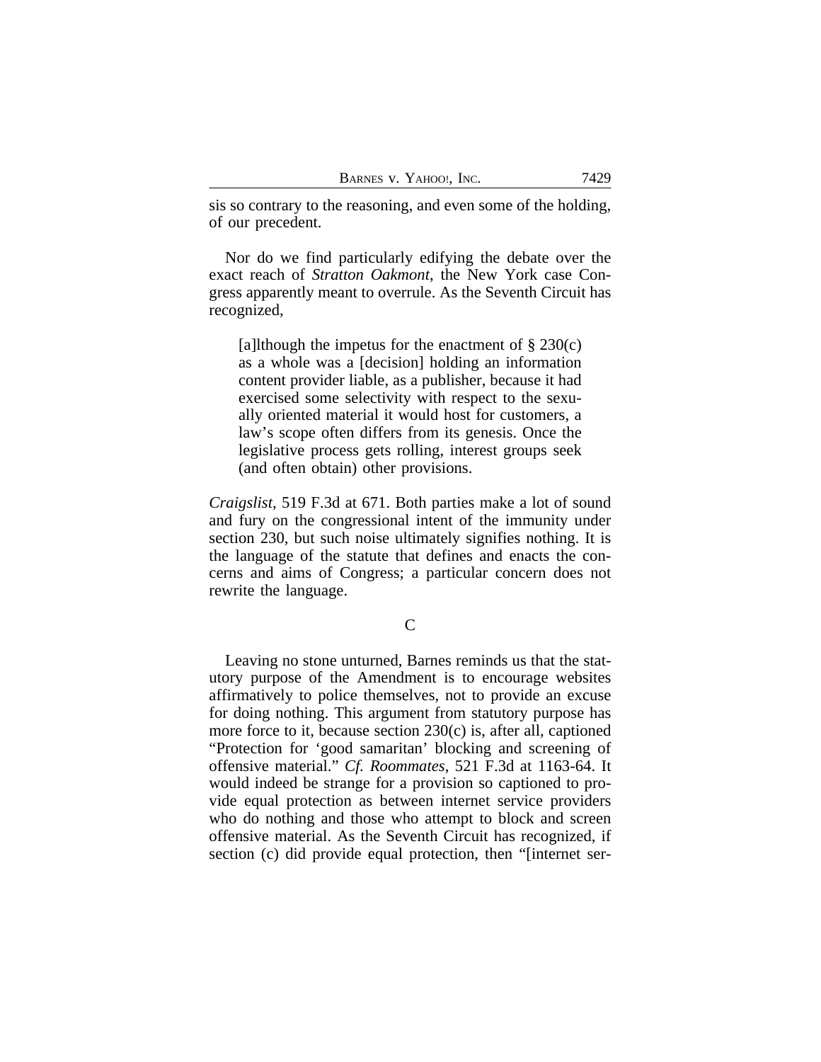sis so contrary to the reasoning, and even some of the holding, of our precedent.

Nor do we find particularly edifying the debate over the exact reach of *Stratton Oakmont*, the New York case Congress apparently meant to overrule. As the Seventh Circuit has recognized,

> [a]lthough the impetus for the enactment of § 230(c) as a whole was a [decision] holding an information content provider liable, as a publisher, because it had exercised some selectivity with respect to the sexually oriented material it would host for customers, a law's scope often differs from its genesis. Once the legislative process gets rolling, interest groups seek (and often obtain) other provisions.

*Craigslist*, 519 F.3d at 671. Both parties make a lot of sound and fury on the congressional intent of the immunity under section 230, but such noise ultimately signifies nothing. It is the language of the statute that defines and enacts the concerns and aims of Congress; a particular concern does not rewrite the language.

### C

Leaving no stone unturned, Barnes reminds us that the statutory purpose of the Amendment is to encourage websites affirmatively to police themselves, not to provide an excuse for doing nothing. This argument from statutory purpose has more force to it, because section 230(c) is, after all, captioned "Protection for 'good samaritan' blocking and screening of offensive material." *Cf. Roommates*, 521 F.3d at 1163-64. It would indeed be strange for a provision so captioned to provide equal protection as between internet service providers who do nothing and those who attempt to block and screen offensive material. As the Seventh Circuit has recognized, if section (c) did provide equal protection, then "[internet ser-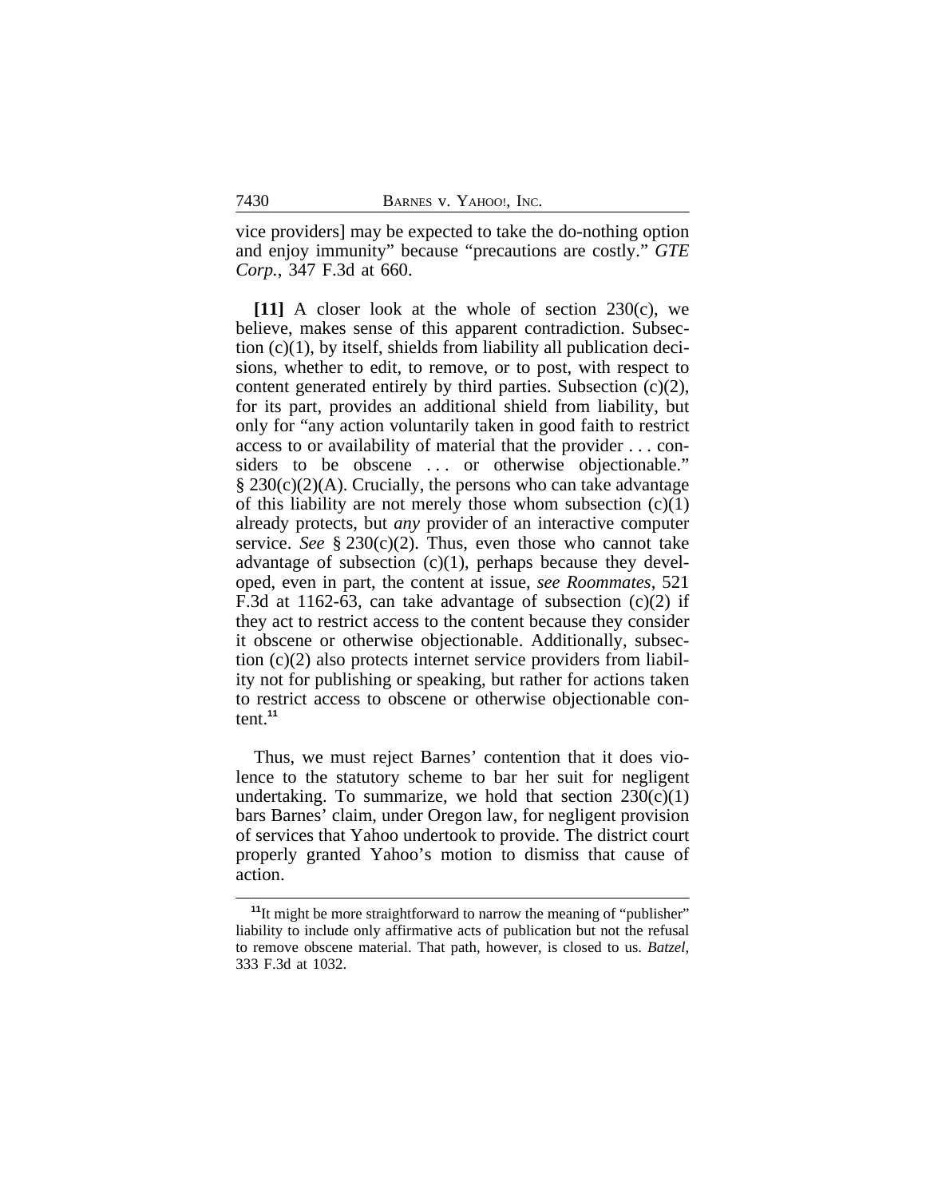vice providers] may be expected to take the do-nothing option and enjoy immunity" because "precautions are costly." *GTE Corp.*, 347 F.3d at 660.

**[11]** A closer look at the whole of section 230(c), we believe, makes sense of this apparent contradiction. Subsection (c)(1), by itself, shields from liability all publication decisions, whether to edit, to remove, or to post, with respect to content generated entirely by third parties. Subsection (c)(2), for its part, provides an additional shield from liability, but only for "any action voluntarily taken in good faith to restrict access to or availability of material that the provider . . . considers to be obscene . . . or otherwise objectionable." § 230(c)(2)(A). Crucially, the persons who can take advantage of this liability are not merely those whom subsection (c)(1) already protects, but *any* provider of an interactive computer service. *See* § 230(c)(2). Thus, even those who cannot take advantage of subsection (c)(1), perhaps because they developed, even in part, the content at issue, *see Roommates*, 521 F.3d at 1162-63, can take advantage of subsection (c)(2) if they act to restrict access to the content because they consider it obscene or otherwise objectionable. Additionally, subsection (c)(2) also protects internet service providers from liability not for publishing or speaking, but rather for actions taken to restrict access to obscene or otherwise objectionable content.[11]

Thus, we must reject Barnes' contention that it does violence to the statutory scheme to bar her suit for negligent undertaking. To summarize, we hold that section 230(c)(1) bars Barnes' claim, under Oregon law, for negligent provision of services that Yahoo undertook to provide. The district court properly granted Yahoo's motion to dismiss that cause of action.

[11] It might be more straightforward to narrow the meaning of "publisher" liability to include only affirmative acts of publication but not the refusal to remove obscene material. That path, however, is closed to us. *Batzel*, 333 F.3d at 1032.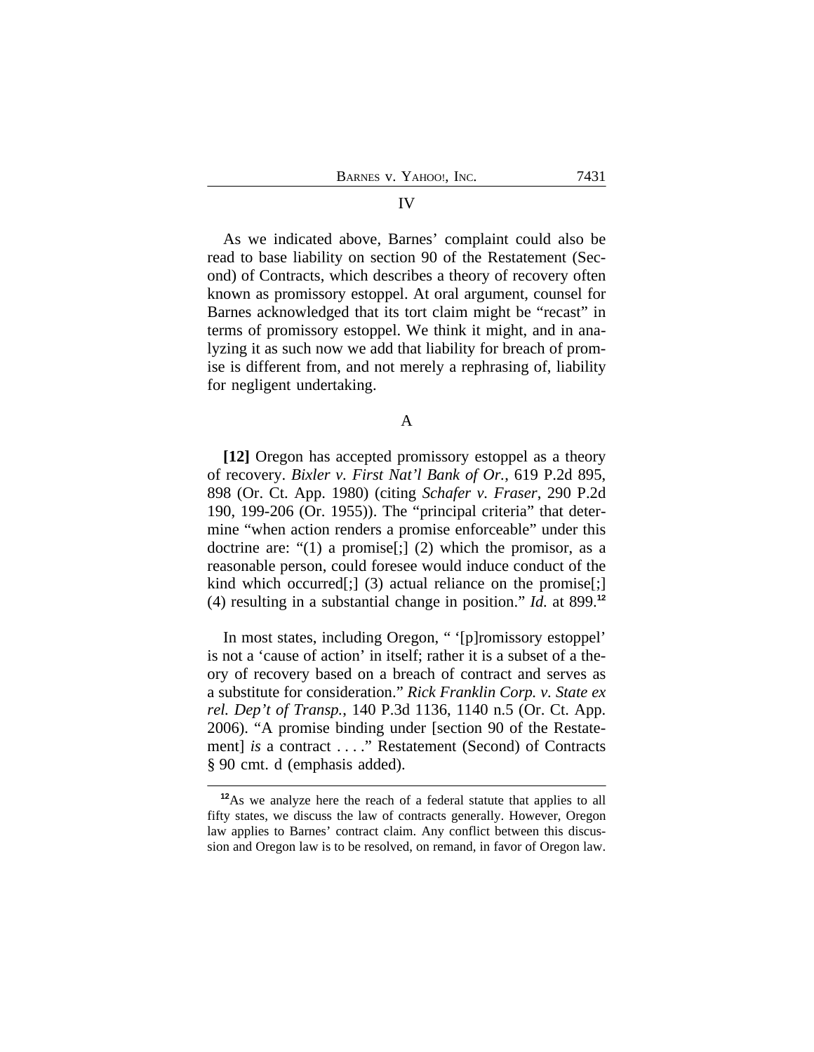## IV

As we indicated above, Barnes' complaint could also be read to base liability on section 90 of the Restatement (Second) of Contracts, which describes a theory of recovery often known as promissory estoppel. At oral argument, counsel for Barnes acknowledged that its tort claim might be "recast" in terms of promissory estoppel. We think it might, and in analyzing it as such now we add that liability for breach of promise is different from, and not merely a rephrasing of, liability for negligent undertaking.

### A

**[12]** Oregon has accepted promissory estoppel as a theory of recovery. *Bixler v. First Nat'l Bank of Or.*, 619 P.2d 895, 898 (Or. Ct. App. 1980) (citing *Schafer v. Fraser*, 290 P.2d 190, 199-206 (Or. 1955)). The "principal criteria" that determine "when action renders a promise enforceable" under this doctrine are: "(1) a promise[;] (2) which the promisor, as a reasonable person, could foresee would induce conduct of the kind which occurred[;] (3) actual reliance on the promise[;] (4) resulting in a substantial change in position." *Id.* at 899.[12]

In most states, including Oregon, " '[p]romissory estoppel' is not a 'cause of action' in itself; rather it is a subset of a theory of recovery based on a breach of contract and serves as a substitute for consideration." *Rick Franklin Corp. v. State ex rel. Dep't of Transp.*, 140 P.3d 1136, 1140 n.5 (Or. Ct. App. 2006). "A promise binding under [section 90 of the Restatement] *is* a contract . . . ." Restatement (Second) of Contracts § 90 cmt. d (emphasis added).

---

[12] As we analyze here the reach of a federal statute that applies to all fifty states, we discuss the law of contracts generally. However, Oregon law applies to Barnes' contract claim. Any conflict between this discussion and Oregon law is to be resolved, on remand, in favor of Oregon law.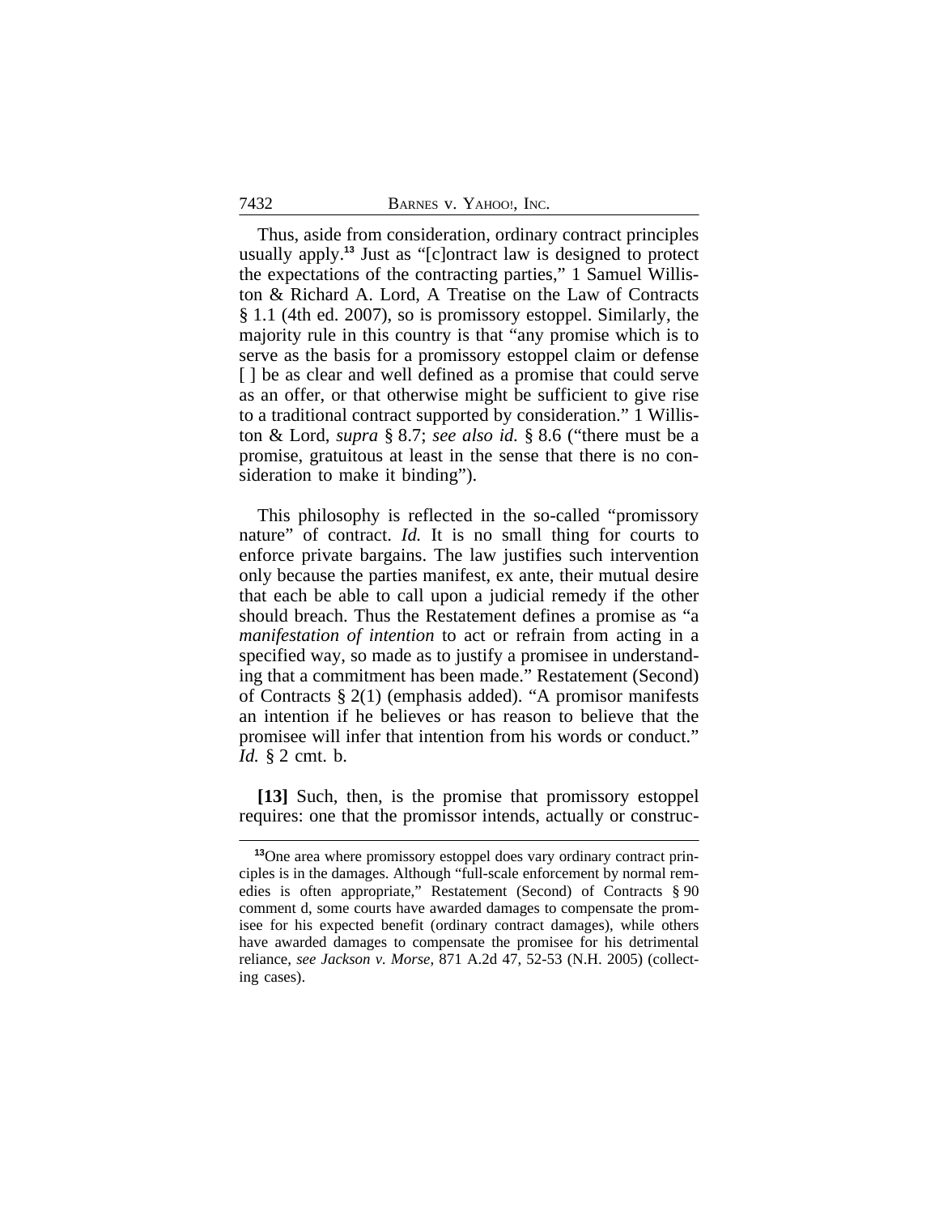Thus, aside from consideration, ordinary contract principles usually apply.[13] Just as "[c]ontract law is designed to protect the expectations of the contracting parties," 1 Samuel Williston & Richard A. Lord, A Treatise on the Law of Contracts § 1.1 (4th ed. 2007), so is promissory estoppel. Similarly, the majority rule in this country is that "any promise which is to serve as the basis for a promissory estoppel claim or defense [ ] be as clear and well defined as a promise that could serve as an offer, or that otherwise might be sufficient to give rise to a traditional contract supported by consideration." 1 Williston & Lord, *supra* § 8.7; *see also id.* § 8.6 ("there must be a promise, gratuitous at least in the sense that there is no consideration to make it binding").

This philosophy is reflected in the so-called "promissory nature" of contract. *Id.* It is no small thing for courts to enforce private bargains. The law justifies such intervention only because the parties manifest, ex ante, their mutual desire that each be able to call upon a judicial remedy if the other should breach. Thus the Restatement defines a promise as "a *manifestation of intention* to act or refrain from acting in a specified way, so made as to justify a promisee in understanding that a commitment has been made." Restatement (Second) of Contracts § 2(1) (emphasis added). "A promisor manifests an intention if he believes or has reason to believe that the promisee will infer that intention from his words or conduct." *Id.* § 2 cmt. b.

**[13]** Such, then, is the promise that promissory estoppel requires: one that the promissor intends, actually or construc-

---

[13]One area where promissory estoppel does vary ordinary contract principles is in the damages. Although "full-scale enforcement by normal remedies is often appropriate," Restatement (Second) of Contracts § 90 comment d, some courts have awarded damages to compensate the promisee for his expected benefit (ordinary contract damages), while others have awarded damages to compensate the promisee for his detrimental reliance, *see Jackson v. Morse*, 871 A.2d 47, 52-53 (N.H. 2005) (collecting cases).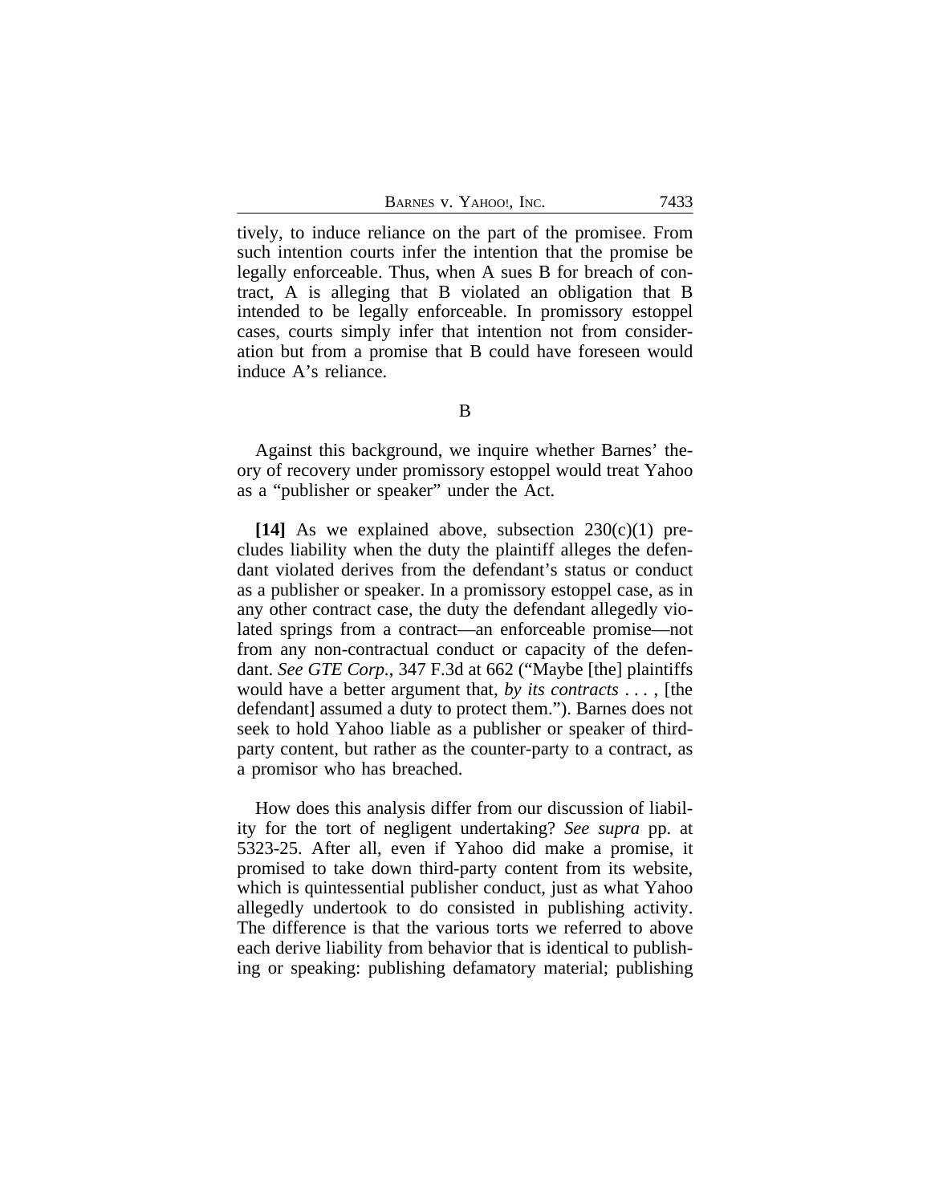tively, to induce reliance on the part of the promisee. From such intention courts infer the intention that the promise be legally enforceable. Thus, when A sues B for breach of contract, A is alleging that B violated an obligation that B intended to be legally enforceable. In promissory estoppel cases, courts simply infer that intention not from consideration but from a promise that B could have foreseen would induce A's reliance.

B

Against this background, we inquire whether Barnes' theory of recovery under promissory estoppel would treat Yahoo as a "publisher or speaker" under the Act.

**[14]** As we explained above, subsection 230(c)(1) precludes liability when the duty the plaintiff alleges the defendant violated derives from the defendant's status or conduct as a publisher or speaker. In a promissory estoppel case, as in any other contract case, the duty the defendant allegedly violated springs from a contract—an enforceable promise—not from any non-contractual conduct or capacity of the defendant. *See GTE Corp.*, 347 F.3d at 662 ("Maybe [the] plaintiffs would have a better argument that, *by its contracts* . . . , [the defendant] assumed a duty to protect them."). Barnes does not seek to hold Yahoo liable as a publisher or speaker of third-party content, but rather as the counter-party to a contract, as a promisor who has breached.

How does this analysis differ from our discussion of liability for the tort of negligent undertaking? *See supra* pp. at 5323-25. After all, even if Yahoo did make a promise, it promised to take down third-party content from its website, which is quintessential publisher conduct, just as what Yahoo allegedly undertook to do consisted in publishing activity. The difference is that the various torts we referred to above each derive liability from behavior that is identical to publishing or speaking: publishing defamatory material; publishing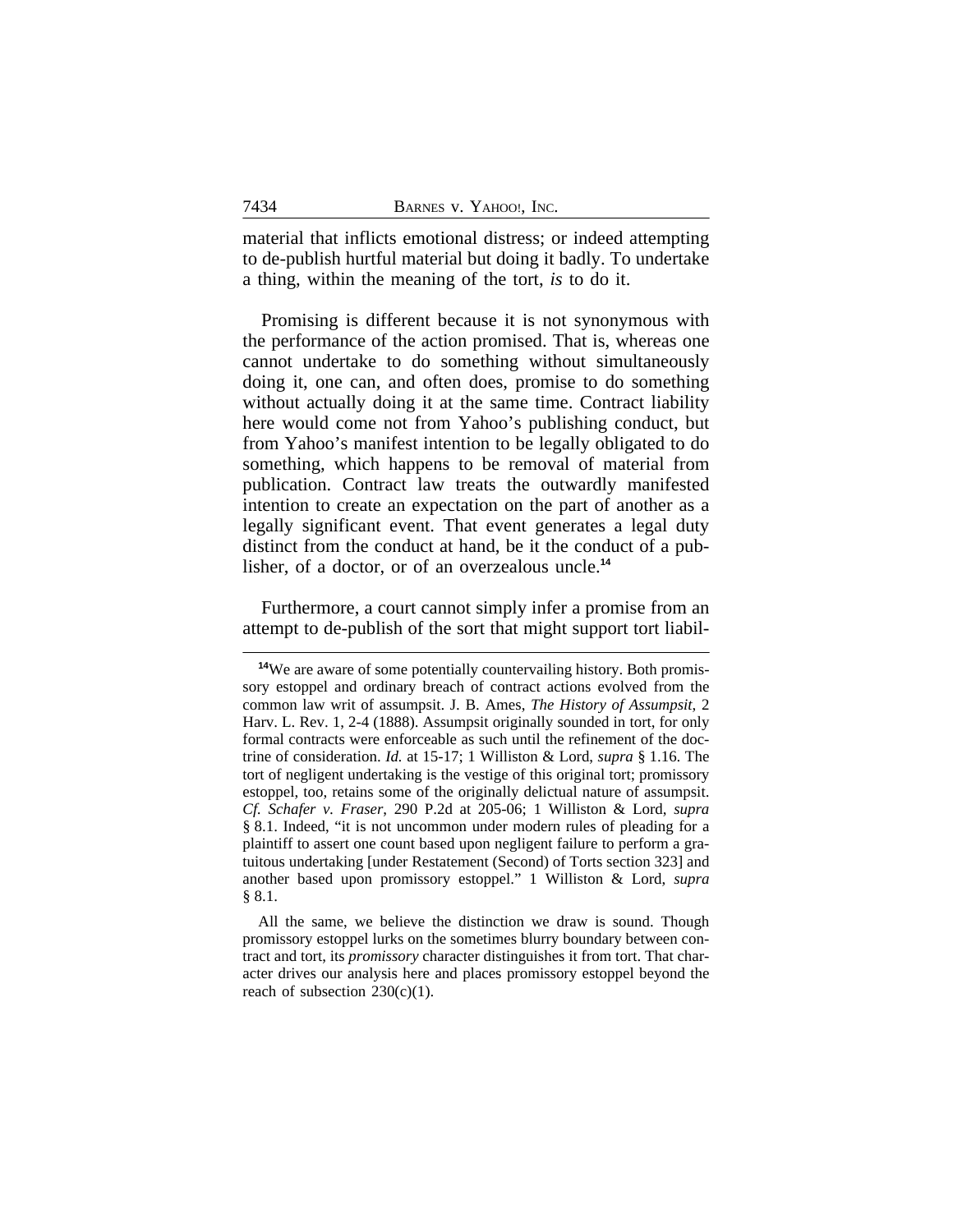material that inflicts emotional distress; or indeed attempting to de-publish hurtful material but doing it badly. To undertake a thing, within the meaning of the tort, *is* to do it.

Promising is different because it is not synonymous with the performance of the action promised. That is, whereas one cannot undertake to do something without simultaneously doing it, one can, and often does, promise to do something without actually doing it at the same time. Contract liability here would come not from Yahoo's publishing conduct, but from Yahoo's manifest intention to be legally obligated to do something, which happens to be removal of material from publication. Contract law treats the outwardly manifested intention to create an expectation on the part of another as a legally significant event. That event generates a legal duty distinct from the conduct at hand, be it the conduct of a publisher, of a doctor, or of an overzealous uncle.[14]

Furthermore, a court cannot simply infer a promise from an attempt to de-publish of the sort that might support tort liabil-

---

[14]We are aware of some potentially countervailing history. Both promissory estoppel and ordinary breach of contract actions evolved from the common law writ of assumpsit. J. B. Ames, *The History of Assumpsit*, 2 Harv. L. Rev. 1, 2-4 (1888). Assumpsit originally sounded in tort, for only formal contracts were enforceable as such until the refinement of the doctrine of consideration. *Id.* at 15-17; 1 Williston & Lord, *supra* § 1.16. The tort of negligent undertaking is the vestige of this original tort; promissory estoppel, too, retains some of the originally delictual nature of assumpsit. *Cf. Schafer v. Fraser*, 290 P.2d at 205-06; 1 Williston & Lord, *supra* § 8.1. Indeed, "it is not uncommon under modern rules of pleading for a plaintiff to assert one count based upon negligent failure to perform a gratuitous undertaking [under Restatement (Second) of Torts section 323] and another based upon promissory estoppel." 1 Williston & Lord, *supra* § 8.1.

All the same, we believe the distinction we draw is sound. Though promissory estoppel lurks on the sometimes blurry boundary between contract and tort, its *promissory* character distinguishes it from tort. That character drives our analysis here and places promissory estoppel beyond the reach of subsection 230(c)(1).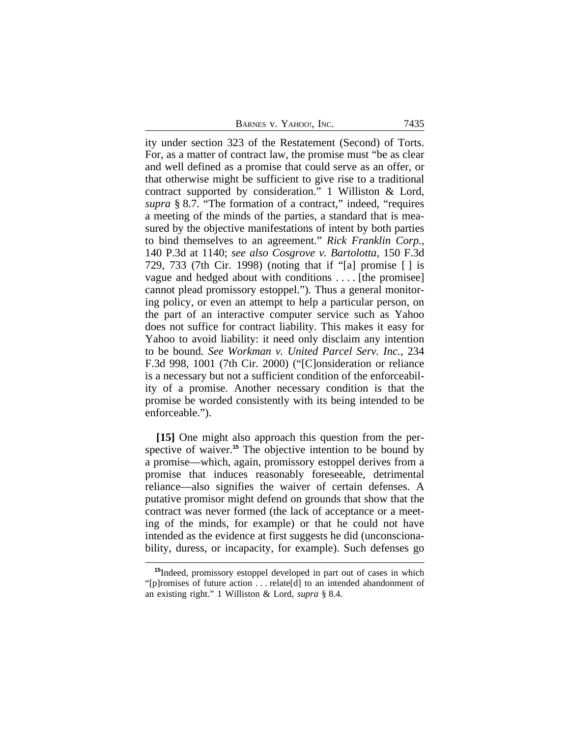ity under section 323 of the Restatement (Second) of Torts. For, as a matter of contract law, the promise must "be as clear and well defined as a promise that could serve as an offer, or that otherwise might be sufficient to give rise to a traditional contract supported by consideration." 1 Williston & Lord, *supra* § 8.7. "The formation of a contract," indeed, "requires a meeting of the minds of the parties, a standard that is measured by the objective manifestations of intent by both parties to bind themselves to an agreement." *Rick Franklin Corp.*, 140 P.3d at 1140; *see also Cosgrove v. Bartolotta*, 150 F.3d 729, 733 (7th Cir. 1998) (noting that if "[a] promise [ ] is vague and hedged about with conditions . . . . [the promisee] cannot plead promissory estoppel."). Thus a general monitoring policy, or even an attempt to help a particular person, on the part of an interactive computer service such as Yahoo does not suffice for contract liability. This makes it easy for Yahoo to avoid liability: it need only disclaim any intention to be bound. *See Workman v. United Parcel Serv. Inc.*, 234 F.3d 998, 1001 (7th Cir. 2000) ("[C]onsideration or reliance is a necessary but not a sufficient condition of the enforceability of a promise. Another necessary condition is that the promise be worded consistently with its being intended to be enforceable.").

**[15]** One might also approach this question from the perspective of waiver.[15] The objective intention to be bound by a promise—which, again, promissory estoppel derives from a promise that induces reasonably foreseeable, detrimental reliance—also signifies the waiver of certain defenses. A putative promisor might defend on grounds that show that the contract was never formed (the lack of acceptance or a meeting of the minds, for example) or that he could not have intended as the evidence at first suggests he did (unconscionability, duress, or incapacity, for example). Such defenses go

[15] Indeed, promissory estoppel developed in part out of cases in which "[p]romises of future action . . . relate[d] to an intended abandonment of an existing right." 1 Williston & Lord, *supra* § 8.4.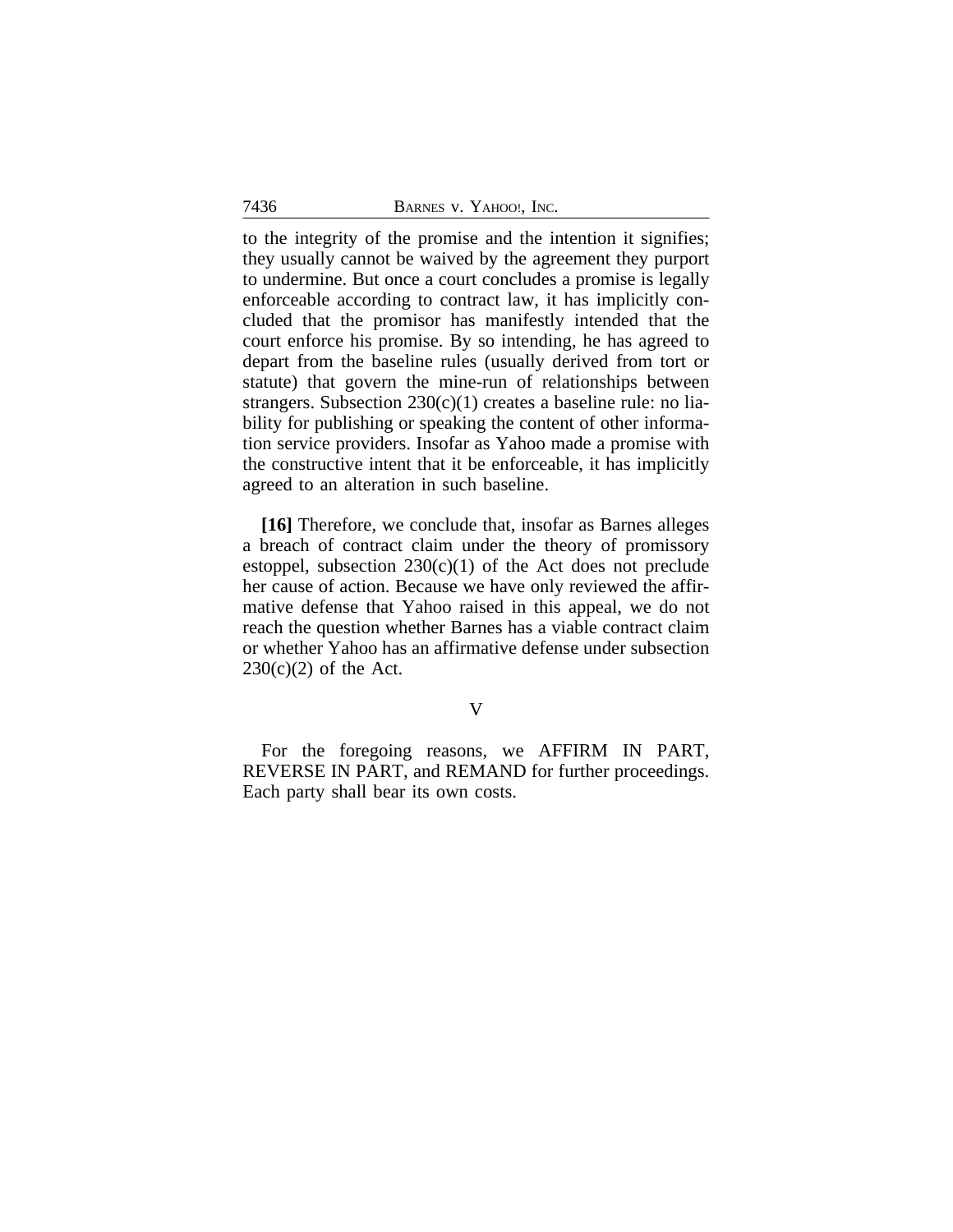to the integrity of the promise and the intention it signifies; they usually cannot be waived by the agreement they purport to undermine. But once a court concludes a promise is legally enforceable according to contract law, it has implicitly concluded that the promisor has manifestly intended that the court enforce his promise. By so intending, he has agreed to depart from the baseline rules (usually derived from tort or statute) that govern the mine-run of relationships between strangers. Subsection 230(c)(1) creates a baseline rule: no liability for publishing or speaking the content of other information service providers. Insofar as Yahoo made a promise with the constructive intent that it be enforceable, it has implicitly agreed to an alteration in such baseline.

**[16]** Therefore, we conclude that, insofar as Barnes alleges a breach of contract claim under the theory of promissory estoppel, subsection 230(c)(1) of the Act does not preclude her cause of action. Because we have only reviewed the affirmative defense that Yahoo raised in this appeal, we do not reach the question whether Barnes has a viable contract claim or whether Yahoo has an affirmative defense under subsection 230(c)(2) of the Act.

## V

For the foregoing reasons, we AFFIRM IN PART, REVERSE IN PART, and REMAND for further proceedings. Each party shall bear its own costs.